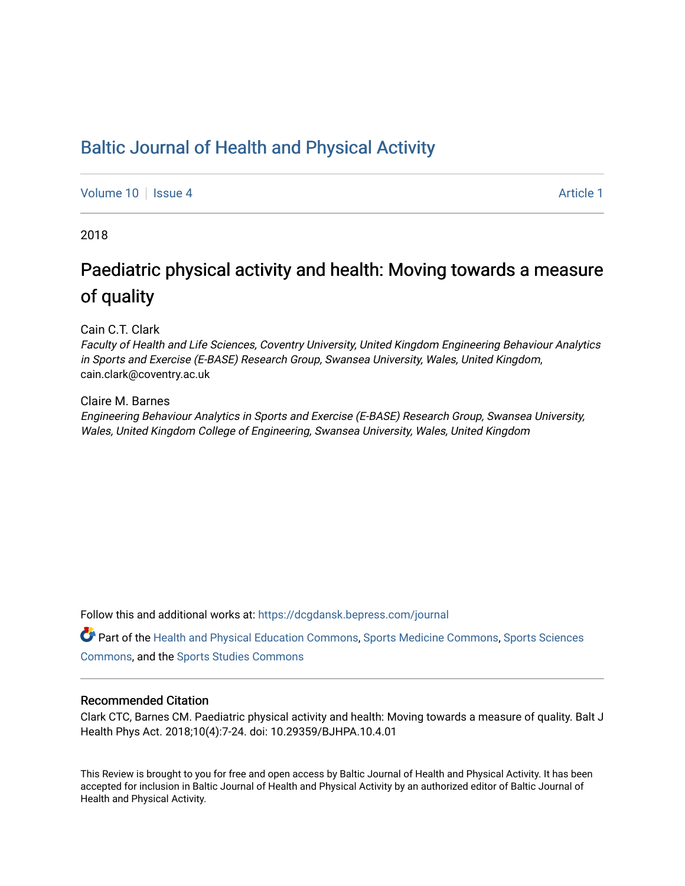# Baltic Journal of Health and Physical Activity

Volume 10 | Issue 4 | Article 1

2018

## Paediatric physical activity and health: Moving towards a measure of quality

Cain C.T. Clark
*Faculty of Health and Life Sciences, Coventry University, United Kingdom Engineering Behaviour Analytics in Sports and Exercise (E-BASE) Research Group, Swansea University, Wales, United Kingdom*, cain.clark@coventry.ac.uk

Claire M. Barnes
*Engineering Behaviour Analytics in Sports and Exercise (E-BASE) Research Group, Swansea University, Wales, United Kingdom College of Engineering, Swansea University, Wales, United Kingdom*

Follow this and additional works at: https://dcgdansk.bepress.com/journal

Part of the Health and Physical Education Commons, Sports Medicine Commons, Sports Sciences Commons, and the Sports Studies Commons

### Recommended Citation

Clark CTC, Barnes CM. Paediatric physical activity and health: Moving towards a measure of quality. Balt J Health Phys Act. 2018;10(4):7-24. doi: 10.29359/BJHPA.10.4.01

This Review is brought to you for free and open access by Baltic Journal of Health and Physical Activity. It has been accepted for inclusion in Baltic Journal of Health and Physical Activity by an authorized editor of Baltic Journal of Health and Physical Activity.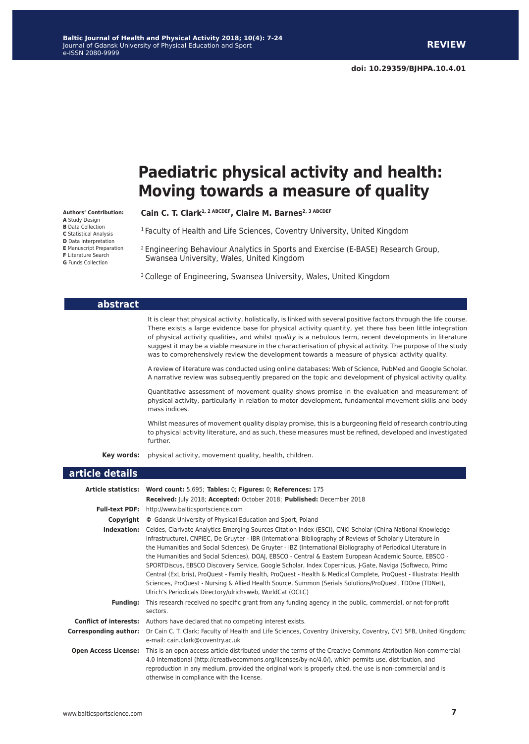# Paediatric physical activity and health: Moving towards a measure of quality

**Authors' Contribution:**
**A** Study Design
**B** Data Collection
**C** Statistical Analysis
**D** Data Interpretation
**E** Manuscript Preparation
**F** Literature Search
**G** Funds Collection

**Cain C. T. Clark**[1, 2 ABCDEF], **Claire M. Barnes**[2, 3 ABCDEF]

[1] Faculty of Health and Life Sciences, Coventry University, United Kingdom

[2] Engineering Behaviour Analytics in Sports and Exercise (E-BASE) Research Group, Swansea University, Wales, United Kingdom

[3] College of Engineering, Swansea University, Wales, United Kingdom

## abstract

It is clear that physical activity, holistically, is linked with several positive factors through the life course. There exists a large evidence base for physical activity quantity, yet there has been little integration of physical activity qualities, and whilst *quality* is a nebulous term, recent developments in literature suggest it may be a viable measure in the characterisation of physical activity. The purpose of the study was to comprehensively review the development towards a measure of physical activity quality.

A review of literature was conducted using online databases: Web of Science, PubMed and Google Scholar. A narrative review was subsequently prepared on the topic and development of physical activity quality.

Quantitative assessment of movement quality shows promise in the evaluation and measurement of physical activity, particularly in relation to motor development, fundamental movement skills and body mass indices.

Whilst measures of movement quality display promise, this is a burgeoning field of research contributing to physical activity literature, and as such, these measures must be refined, developed and investigated further.

**Key words:** physical activity, movement quality, health, children.

## article details

**Article statistics:** **Word count:** 5,695; **Tables:** 0; **Figures:** 0; **References:** 175
**Received:** July 2018; **Accepted:** October 2018; **Published:** December 2018

**Full-text PDF:** http://www.balticsportscience.com

**Copyright** © Gdansk University of Physical Education and Sport, Poland

**Indexation:** Celdes, Clarivate Analytics Emerging Sources Citation Index (ESCI), CNKI Scholar (China National Knowledge Infrastructure), CNPIEC, De Gruyter - IBR (International Bibliography of Reviews of Scholarly Literature in the Humanities and Social Sciences), De Gruyter - IBZ (International Bibliography of Periodical Literature in the Humanities and Social Sciences), DOAJ, EBSCO - Central & Eastern European Academic Source, EBSCO - SPORTDiscus, EBSCO Discovery Service, Google Scholar, Index Copernicus, J-Gate, Naviga (Softweco, Primo Central (ExLibris), ProQuest - Family Health, ProQuest - Health & Medical Complete, ProQuest - Illustrata: Health Sciences, ProQuest - Nursing & Allied Health Source, Summon (Serials Solutions/ProQuest, TDOne (TDNet), Ulrich's Periodicals Directory/ulrichsweb, WorldCat (OCLC)

**Funding:** This research received no specific grant from any funding agency in the public, commercial, or not-for-profit sectors.

**Conflict of interests:** Authors have declared that no competing interest exists.

**Corresponding author:** Dr Cain C. T. Clark; Faculty of Health and Life Sciences, Coventry University, Coventry, CV1 5FB, United Kingdom; e-mail: cain.clark@coventry.ac.uk

**Open Access License:** This is an open access article distributed under the terms of the Creative Commons Attribution-Non-commercial 4.0 International (http://creativecommons.org/licenses/by-nc/4.0/), which permits use, distribution, and reproduction in any medium, provided the original work is properly cited, the use is non-commercial and is otherwise in compliance with the license.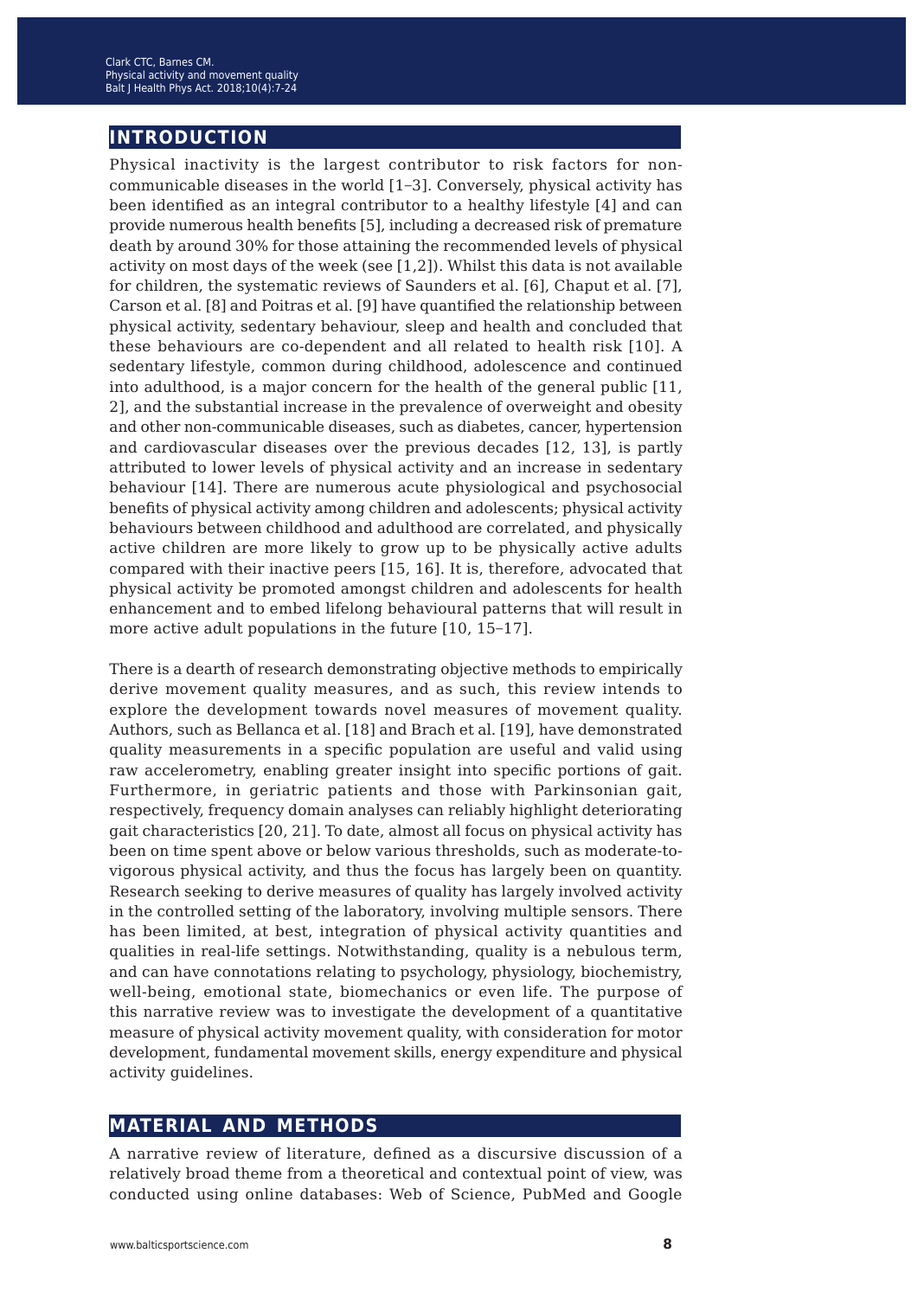## INTRODUCTION

Physical inactivity is the largest contributor to risk factors for non-communicable diseases in the world [1–3]. Conversely, physical activity has been identified as an integral contributor to a healthy lifestyle [4] and can provide numerous health benefits [5], including a decreased risk of premature death by around 30% for those attaining the recommended levels of physical activity on most days of the week (see [1,2]). Whilst this data is not available for children, the systematic reviews of Saunders et al. [6], Chaput et al. [7], Carson et al. [8] and Poitras et al. [9] have quantified the relationship between physical activity, sedentary behaviour, sleep and health and concluded that these behaviours are co-dependent and all related to health risk [10]. A sedentary lifestyle, common during childhood, adolescence and continued into adulthood, is a major concern for the health of the general public [11, 2], and the substantial increase in the prevalence of overweight and obesity and other non-communicable diseases, such as diabetes, cancer, hypertension and cardiovascular diseases over the previous decades [12, 13], is partly attributed to lower levels of physical activity and an increase in sedentary behaviour [14]. There are numerous acute physiological and psychosocial benefits of physical activity among children and adolescents; physical activity behaviours between childhood and adulthood are correlated, and physically active children are more likely to grow up to be physically active adults compared with their inactive peers [15, 16]. It is, therefore, advocated that physical activity be promoted amongst children and adolescents for health enhancement and to embed lifelong behavioural patterns that will result in more active adult populations in the future [10, 15–17].

There is a dearth of research demonstrating objective methods to empirically derive movement quality measures, and as such, this review intends to explore the development towards novel measures of movement quality. Authors, such as Bellanca et al. [18] and Brach et al. [19], have demonstrated quality measurements in a specific population are useful and valid using raw accelerometry, enabling greater insight into specific portions of gait. Furthermore, in geriatric patients and those with Parkinsonian gait, respectively, frequency domain analyses can reliably highlight deteriorating gait characteristics [20, 21]. To date, almost all focus on physical activity has been on time spent above or below various thresholds, such as moderate-to-vigorous physical activity, and thus the focus has largely been on quantity. Research seeking to derive measures of quality has largely involved activity in the controlled setting of the laboratory, involving multiple sensors. There has been limited, at best, integration of physical activity quantities and qualities in real-life settings. Notwithstanding, quality is a nebulous term, and can have connotations relating to psychology, physiology, biochemistry, well-being, emotional state, biomechanics or even life. The purpose of this narrative review was to investigate the development of a quantitative measure of physical activity movement quality, with consideration for motor development, fundamental movement skills, energy expenditure and physical activity guidelines.

## MATERIAL AND METHODS

A narrative review of literature, defined as a discursive discussion of a relatively broad theme from a theoretical and contextual point of view, was conducted using online databases: Web of Science, PubMed and Google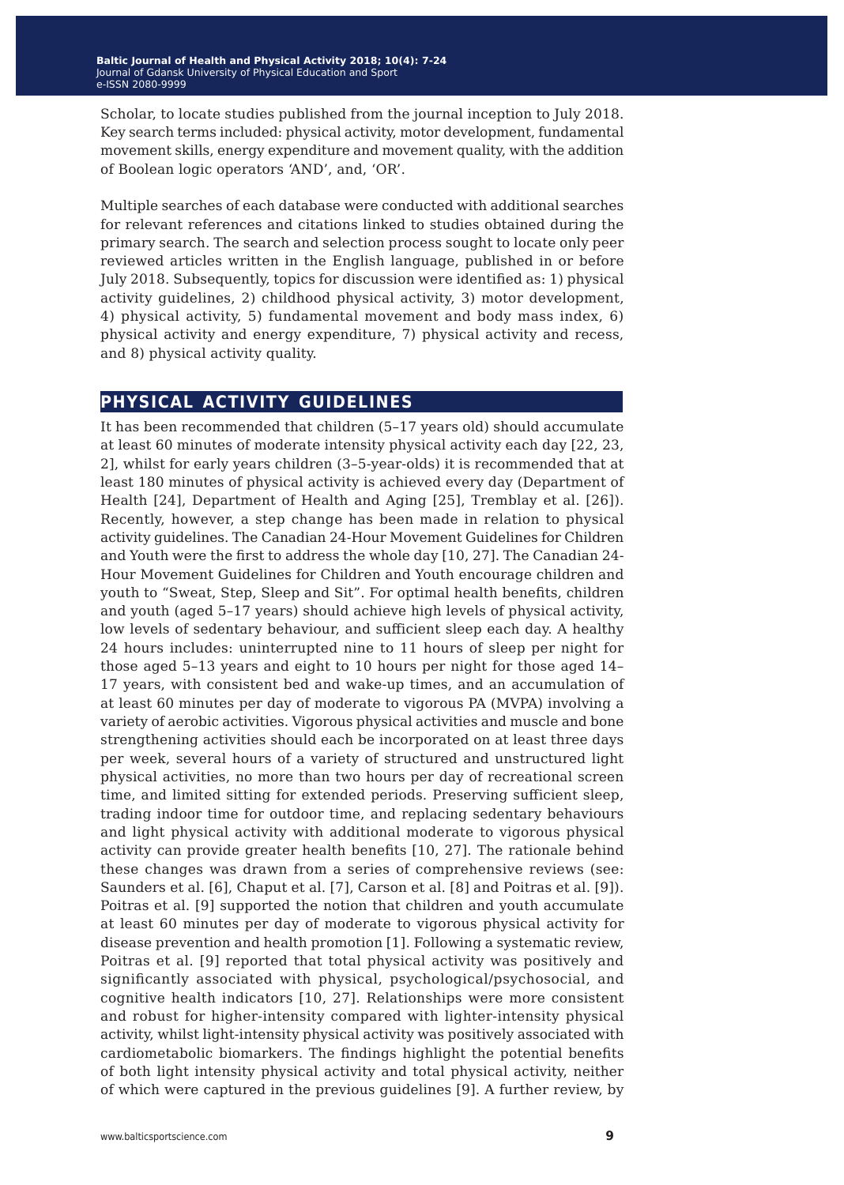Scholar, to locate studies published from the journal inception to July 2018. Key search terms included: physical activity, motor development, fundamental movement skills, energy expenditure and movement quality, with the addition of Boolean logic operators 'AND', and, 'OR'.

Multiple searches of each database were conducted with additional searches for relevant references and citations linked to studies obtained during the primary search. The search and selection process sought to locate only peer reviewed articles written in the English language, published in or before July 2018. Subsequently, topics for discussion were identified as: 1) physical activity guidelines, 2) childhood physical activity, 3) motor development, 4) physical activity, 5) fundamental movement and body mass index, 6) physical activity and energy expenditure, 7) physical activity and recess, and 8) physical activity quality.

## PHYSICAL ACTIVITY GUIDELINES

It has been recommended that children (5–17 years old) should accumulate at least 60 minutes of moderate intensity physical activity each day [22, 23, 2], whilst for early years children (3–5-year-olds) it is recommended that at least 180 minutes of physical activity is achieved every day (Department of Health [24], Department of Health and Aging [25], Tremblay et al. [26]). Recently, however, a step change has been made in relation to physical activity guidelines. The Canadian 24-Hour Movement Guidelines for Children and Youth were the first to address the whole day [10, 27]. The Canadian 24-Hour Movement Guidelines for Children and Youth encourage children and youth to "Sweat, Step, Sleep and Sit". For optimal health benefits, children and youth (aged 5–17 years) should achieve high levels of physical activity, low levels of sedentary behaviour, and sufficient sleep each day. A healthy 24 hours includes: uninterrupted nine to 11 hours of sleep per night for those aged 5–13 years and eight to 10 hours per night for those aged 14–17 years, with consistent bed and wake-up times, and an accumulation of at least 60 minutes per day of moderate to vigorous PA (MVPA) involving a variety of aerobic activities. Vigorous physical activities and muscle and bone strengthening activities should each be incorporated on at least three days per week, several hours of a variety of structured and unstructured light physical activities, no more than two hours per day of recreational screen time, and limited sitting for extended periods. Preserving sufficient sleep, trading indoor time for outdoor time, and replacing sedentary behaviours and light physical activity with additional moderate to vigorous physical activity can provide greater health benefits [10, 27]. The rationale behind these changes was drawn from a series of comprehensive reviews (see: Saunders et al. [6], Chaput et al. [7], Carson et al. [8] and Poitras et al. [9]). Poitras et al. [9] supported the notion that children and youth accumulate at least 60 minutes per day of moderate to vigorous physical activity for disease prevention and health promotion [1]. Following a systematic review, Poitras et al. [9] reported that total physical activity was positively and significantly associated with physical, psychological/psychosocial, and cognitive health indicators [10, 27]. Relationships were more consistent and robust for higher-intensity compared with lighter-intensity physical activity, whilst light-intensity physical activity was positively associated with cardiometabolic biomarkers. The findings highlight the potential benefits of both light intensity physical activity and total physical activity, neither of which were captured in the previous guidelines [9]. A further review, by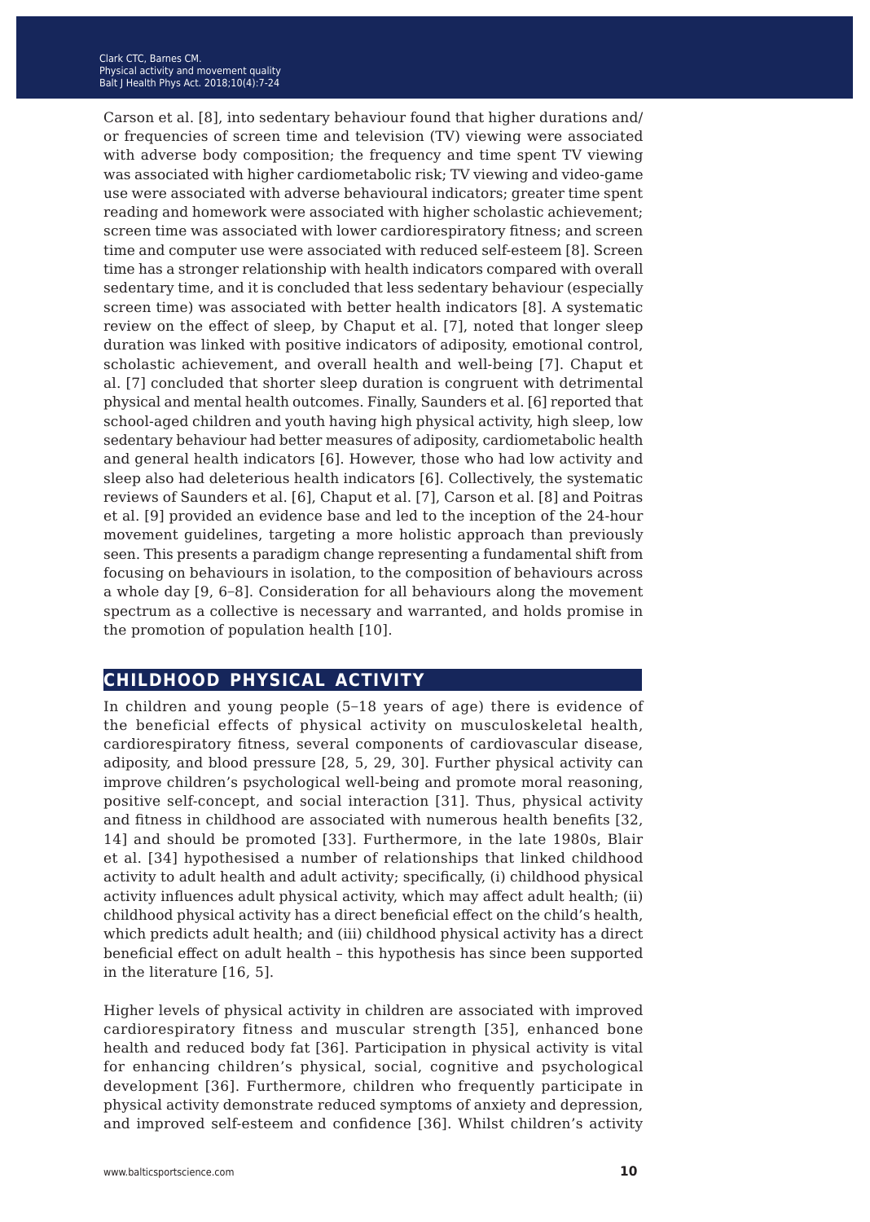Carson et al. [8], into sedentary behaviour found that higher durations and/ or frequencies of screen time and television (TV) viewing were associated with adverse body composition; the frequency and time spent TV viewing was associated with higher cardiometabolic risk; TV viewing and video-game use were associated with adverse behavioural indicators; greater time spent reading and homework were associated with higher scholastic achievement; screen time was associated with lower cardiorespiratory fitness; and screen time and computer use were associated with reduced self-esteem [8]. Screen time has a stronger relationship with health indicators compared with overall sedentary time, and it is concluded that less sedentary behaviour (especially screen time) was associated with better health indicators [8]. A systematic review on the effect of sleep, by Chaput et al. [7], noted that longer sleep duration was linked with positive indicators of adiposity, emotional control, scholastic achievement, and overall health and well-being [7]. Chaput et al. [7] concluded that shorter sleep duration is congruent with detrimental physical and mental health outcomes. Finally, Saunders et al. [6] reported that school-aged children and youth having high physical activity, high sleep, low sedentary behaviour had better measures of adiposity, cardiometabolic health and general health indicators [6]. However, those who had low activity and sleep also had deleterious health indicators [6]. Collectively, the systematic reviews of Saunders et al. [6], Chaput et al. [7], Carson et al. [8] and Poitras et al. [9] provided an evidence base and led to the inception of the 24-hour movement guidelines, targeting a more holistic approach than previously seen. This presents a paradigm change representing a fundamental shift from focusing on behaviours in isolation, to the composition of behaviours across a whole day [9, 6–8]. Consideration for all behaviours along the movement spectrum as a collective is necessary and warranted, and holds promise in the promotion of population health [10].

## CHILDHOOD PHYSICAL ACTIVITY

In children and young people (5–18 years of age) there is evidence of the beneficial effects of physical activity on musculoskeletal health, cardiorespiratory fitness, several components of cardiovascular disease, adiposity, and blood pressure [28, 5, 29, 30]. Further physical activity can improve children's psychological well-being and promote moral reasoning, positive self-concept, and social interaction [31]. Thus, physical activity and fitness in childhood are associated with numerous health benefits [32, 14] and should be promoted [33]. Furthermore, in the late 1980s, Blair et al. [34] hypothesised a number of relationships that linked childhood activity to adult health and adult activity; specifically, (i) childhood physical activity influences adult physical activity, which may affect adult health; (ii) childhood physical activity has a direct beneficial effect on the child's health, which predicts adult health; and (iii) childhood physical activity has a direct beneficial effect on adult health – this hypothesis has since been supported in the literature [16, 5].

Higher levels of physical activity in children are associated with improved cardiorespiratory fitness and muscular strength [35], enhanced bone health and reduced body fat [36]. Participation in physical activity is vital for enhancing children's physical, social, cognitive and psychological development [36]. Furthermore, children who frequently participate in physical activity demonstrate reduced symptoms of anxiety and depression, and improved self-esteem and confidence [36]. Whilst children's activity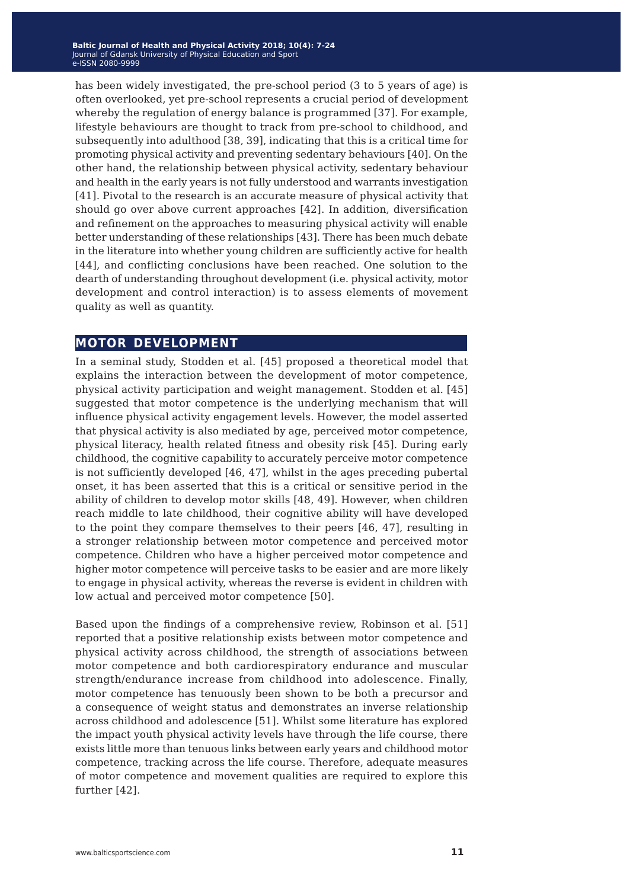has been widely investigated, the pre-school period (3 to 5 years of age) is often overlooked, yet pre-school represents a crucial period of development whereby the regulation of energy balance is programmed [37]. For example, lifestyle behaviours are thought to track from pre-school to childhood, and subsequently into adulthood [38, 39], indicating that this is a critical time for promoting physical activity and preventing sedentary behaviours [40]. On the other hand, the relationship between physical activity, sedentary behaviour and health in the early years is not fully understood and warrants investigation [41]. Pivotal to the research is an accurate measure of physical activity that should go over above current approaches [42]. In addition, diversification and refinement on the approaches to measuring physical activity will enable better understanding of these relationships [43]. There has been much debate in the literature into whether young children are sufficiently active for health [44], and conflicting conclusions have been reached. One solution to the dearth of understanding throughout development (i.e. physical activity, motor development and control interaction) is to assess elements of movement quality as well as quantity.

## MOTOR DEVELOPMENT

In a seminal study, Stodden et al. [45] proposed a theoretical model that explains the interaction between the development of motor competence, physical activity participation and weight management. Stodden et al. [45] suggested that motor competence is the underlying mechanism that will influence physical activity engagement levels. However, the model asserted that physical activity is also mediated by age, perceived motor competence, physical literacy, health related fitness and obesity risk [45]. During early childhood, the cognitive capability to accurately perceive motor competence is not sufficiently developed [46, 47], whilst in the ages preceding pubertal onset, it has been asserted that this is a critical or sensitive period in the ability of children to develop motor skills [48, 49]. However, when children reach middle to late childhood, their cognitive ability will have developed to the point they compare themselves to their peers [46, 47], resulting in a stronger relationship between motor competence and perceived motor competence. Children who have a higher perceived motor competence and higher motor competence will perceive tasks to be easier and are more likely to engage in physical activity, whereas the reverse is evident in children with low actual and perceived motor competence [50].

Based upon the findings of a comprehensive review, Robinson et al. [51] reported that a positive relationship exists between motor competence and physical activity across childhood, the strength of associations between motor competence and both cardiorespiratory endurance and muscular strength/endurance increase from childhood into adolescence. Finally, motor competence has tenuously been shown to be both a precursor and a consequence of weight status and demonstrates an inverse relationship across childhood and adolescence [51]. Whilst some literature has explored the impact youth physical activity levels have through the life course, there exists little more than tenuous links between early years and childhood motor competence, tracking across the life course. Therefore, adequate measures of motor competence and movement qualities are required to explore this further [42].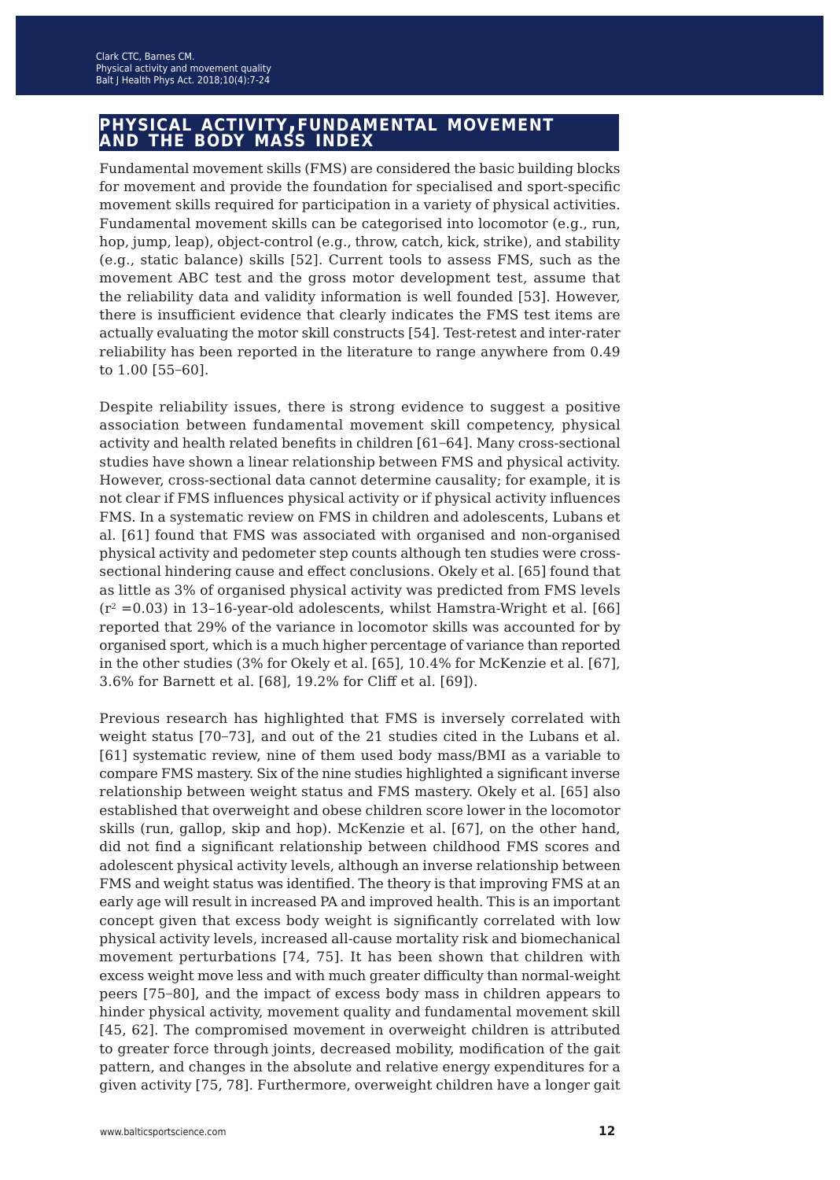## PHYSICAL ACTIVITY, FUNDAMENTAL MOVEMENT AND THE BODY MASS INDEX

Fundamental movement skills (FMS) are considered the basic building blocks for movement and provide the foundation for specialised and sport-specific movement skills required for participation in a variety of physical activities. Fundamental movement skills can be categorised into locomotor (e.g., run, hop, jump, leap), object-control (e.g., throw, catch, kick, strike), and stability (e.g., static balance) skills [52]. Current tools to assess FMS, such as the movement ABC test and the gross motor development test, assume that the reliability data and validity information is well founded [53]. However, there is insufficient evidence that clearly indicates the FMS test items are actually evaluating the motor skill constructs [54]. Test-retest and inter-rater reliability has been reported in the literature to range anywhere from 0.49 to 1.00 [55–60].

Despite reliability issues, there is strong evidence to suggest a positive association between fundamental movement skill competency, physical activity and health related benefits in children [61–64]. Many cross-sectional studies have shown a linear relationship between FMS and physical activity. However, cross-sectional data cannot determine causality; for example, it is not clear if FMS influences physical activity or if physical activity influences FMS. In a systematic review on FMS in children and adolescents, Lubans et al. [61] found that FMS was associated with organised and non-organised physical activity and pedometer step counts although ten studies were cross-sectional hindering cause and effect conclusions. Okely et al. [65] found that as little as 3% of organised physical activity was predicted from FMS levels ($r^2 = 0.03$) in 13–16-year-old adolescents, whilst Hamstra-Wright et al. [66] reported that 29% of the variance in locomotor skills was accounted for by organised sport, which is a much higher percentage of variance than reported in the other studies (3% for Okely et al. [65], 10.4% for McKenzie et al. [67], 3.6% for Barnett et al. [68], 19.2% for Cliff et al. [69]).

Previous research has highlighted that FMS is inversely correlated with weight status [70–73], and out of the 21 studies cited in the Lubans et al. [61] systematic review, nine of them used body mass/BMI as a variable to compare FMS mastery. Six of the nine studies highlighted a significant inverse relationship between weight status and FMS mastery. Okely et al. [65] also established that overweight and obese children score lower in the locomotor skills (run, gallop, skip and hop). McKenzie et al. [67], on the other hand, did not find a significant relationship between childhood FMS scores and adolescent physical activity levels, although an inverse relationship between FMS and weight status was identified. The theory is that improving FMS at an early age will result in increased PA and improved health. This is an important concept given that excess body weight is significantly correlated with low physical activity levels, increased all-cause mortality risk and biomechanical movement perturbations [74, 75]. It has been shown that children with excess weight move less and with much greater difficulty than normal-weight peers [75–80], and the impact of excess body mass in children appears to hinder physical activity, movement quality and fundamental movement skill [45, 62]. The compromised movement in overweight children is attributed to greater force through joints, decreased mobility, modification of the gait pattern, and changes in the absolute and relative energy expenditures for a given activity [75, 78]. Furthermore, overweight children have a longer gait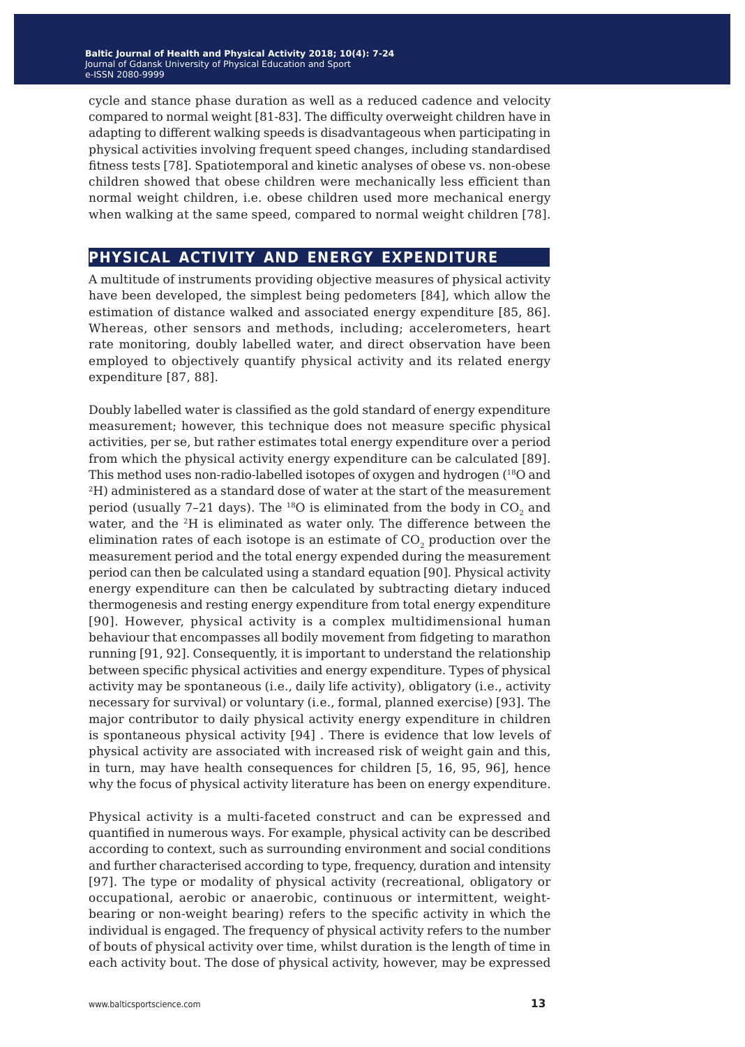cycle and stance phase duration as well as a reduced cadence and velocity compared to normal weight [81-83]. The difficulty overweight children have in adapting to different walking speeds is disadvantageous when participating in physical activities involving frequent speed changes, including standardised fitness tests [78]. Spatiotemporal and kinetic analyses of obese vs. non-obese children showed that obese children were mechanically less efficient than normal weight children, i.e. obese children used more mechanical energy when walking at the same speed, compared to normal weight children [78].

## PHYSICAL ACTIVITY AND ENERGY EXPENDITURE

A multitude of instruments providing objective measures of physical activity have been developed, the simplest being pedometers [84], which allow the estimation of distance walked and associated energy expenditure [85, 86]. Whereas, other sensors and methods, including; accelerometers, heart rate monitoring, doubly labelled water, and direct observation have been employed to objectively quantify physical activity and its related energy expenditure [87, 88].

Doubly labelled water is classified as the gold standard of energy expenditure measurement; however, this technique does not measure specific physical activities, per se, but rather estimates total energy expenditure over a period from which the physical activity energy expenditure can be calculated [89]. This method uses non-radio-labelled isotopes of oxygen and hydrogen ($^{18}O$ and $^{2}H$) administered as a standard dose of water at the start of the measurement period (usually 7–21 days). The $^{18}O$ is eliminated from the body in $CO_2$ and water, and the $^{2}H$ is eliminated as water only. The difference between the elimination rates of each isotope is an estimate of $CO_2$ production over the measurement period and the total energy expended during the measurement period can then be calculated using a standard equation [90]. Physical activity energy expenditure can then be calculated by subtracting dietary induced thermogenesis and resting energy expenditure from total energy expenditure [90]. However, physical activity is a complex multidimensional human behaviour that encompasses all bodily movement from fidgeting to marathon running [91, 92]. Consequently, it is important to understand the relationship between specific physical activities and energy expenditure. Types of physical activity may be spontaneous (i.e., daily life activity), obligatory (i.e., activity necessary for survival) or voluntary (i.e., formal, planned exercise) [93]. The major contributor to daily physical activity energy expenditure in children is spontaneous physical activity [94] . There is evidence that low levels of physical activity are associated with increased risk of weight gain and this, in turn, may have health consequences for children [5, 16, 95, 96], hence why the focus of physical activity literature has been on energy expenditure.

Physical activity is a multi-faceted construct and can be expressed and quantified in numerous ways. For example, physical activity can be described according to context, such as surrounding environment and social conditions and further characterised according to type, frequency, duration and intensity [97]. The type or modality of physical activity (recreational, obligatory or occupational, aerobic or anaerobic, continuous or intermittent, weight-bearing or non-weight bearing) refers to the specific activity in which the individual is engaged. The frequency of physical activity refers to the number of bouts of physical activity over time, whilst duration is the length of time in each activity bout. The dose of physical activity, however, may be expressed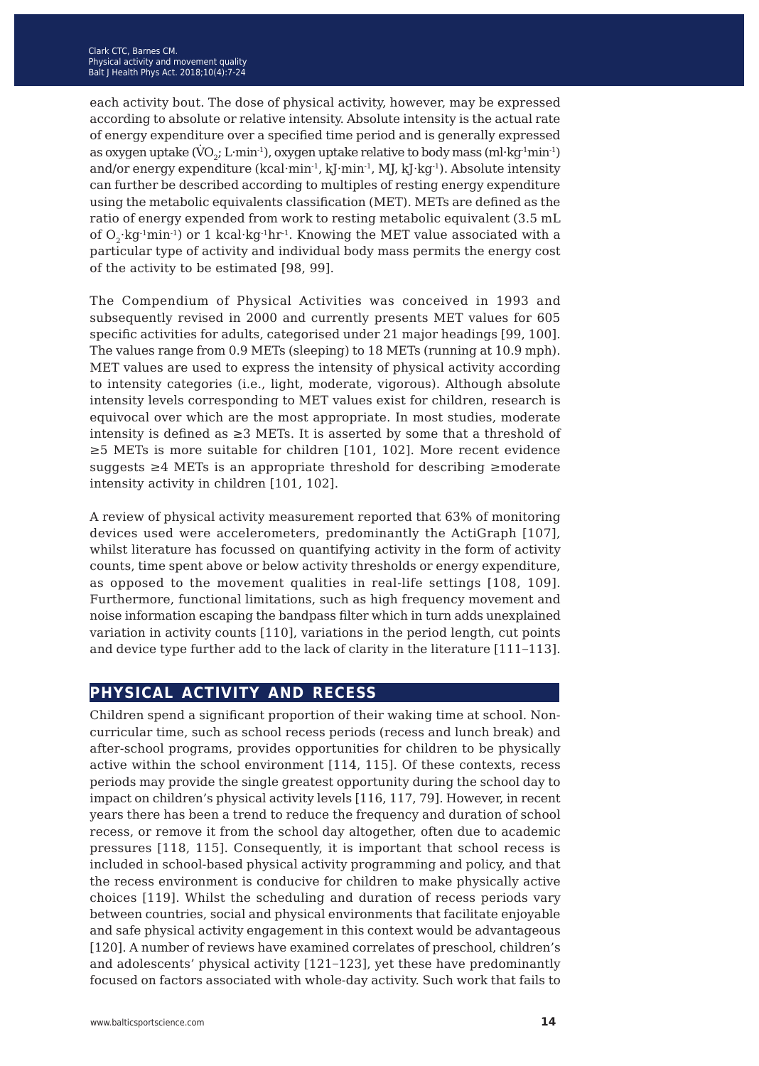each activity bout. The dose of physical activity, however, may be expressed according to absolute or relative intensity. Absolute intensity is the actual rate of energy expenditure over a specified time period and is generally expressed as oxygen uptake ($\dot{V}O_2$; L·min$^{-1}$), oxygen uptake relative to body mass (ml·kg$^{-1}$min$^{-1}$) and/or energy expenditure (kcal·min$^{-1}$, kJ·min$^{-1}$, MJ, kJ·kg$^{-1}$). Absolute intensity can further be described according to multiples of resting energy expenditure using the metabolic equivalents classification (MET). METs are defined as the ratio of energy expended from work to resting metabolic equivalent (3.5 mL of $O_2$·kg$^{-1}$min$^{-1}$) or 1 kcal·kg$^{-1}$hr$^{-1}$. Knowing the MET value associated with a particular type of activity and individual body mass permits the energy cost of the activity to be estimated [98, 99].

The Compendium of Physical Activities was conceived in 1993 and subsequently revised in 2000 and currently presents MET values for 605 specific activities for adults, categorised under 21 major headings [99, 100]. The values range from 0.9 METs (sleeping) to 18 METs (running at 10.9 mph). MET values are used to express the intensity of physical activity according to intensity categories (i.e., light, moderate, vigorous). Although absolute intensity levels corresponding to MET values exist for children, research is equivocal over which are the most appropriate. In most studies, moderate intensity is defined as ≥3 METs. It is asserted by some that a threshold of ≥5 METs is more suitable for children [101, 102]. More recent evidence suggests ≥4 METs is an appropriate threshold for describing ≥moderate intensity activity in children [101, 102].

A review of physical activity measurement reported that 63% of monitoring devices used were accelerometers, predominantly the ActiGraph [107], whilst literature has focussed on quantifying activity in the form of activity counts, time spent above or below activity thresholds or energy expenditure, as opposed to the movement qualities in real-life settings [108, 109]. Furthermore, functional limitations, such as high frequency movement and noise information escaping the bandpass filter which in turn adds unexplained variation in activity counts [110], variations in the period length, cut points and device type further add to the lack of clarity in the literature [111–113].

## PHYSICAL ACTIVITY AND RECESS

Children spend a significant proportion of their waking time at school. Non-curricular time, such as school recess periods (recess and lunch break) and after-school programs, provides opportunities for children to be physically active within the school environment [114, 115]. Of these contexts, recess periods may provide the single greatest opportunity during the school day to impact on children's physical activity levels [116, 117, 79]. However, in recent years there has been a trend to reduce the frequency and duration of school recess, or remove it from the school day altogether, often due to academic pressures [118, 115]. Consequently, it is important that school recess is included in school-based physical activity programming and policy, and that the recess environment is conducive for children to make physically active choices [119]. Whilst the scheduling and duration of recess periods vary between countries, social and physical environments that facilitate enjoyable and safe physical activity engagement in this context would be advantageous [120]. A number of reviews have examined correlates of preschool, children's and adolescents' physical activity [121–123], yet these have predominantly focused on factors associated with whole-day activity. Such work that fails to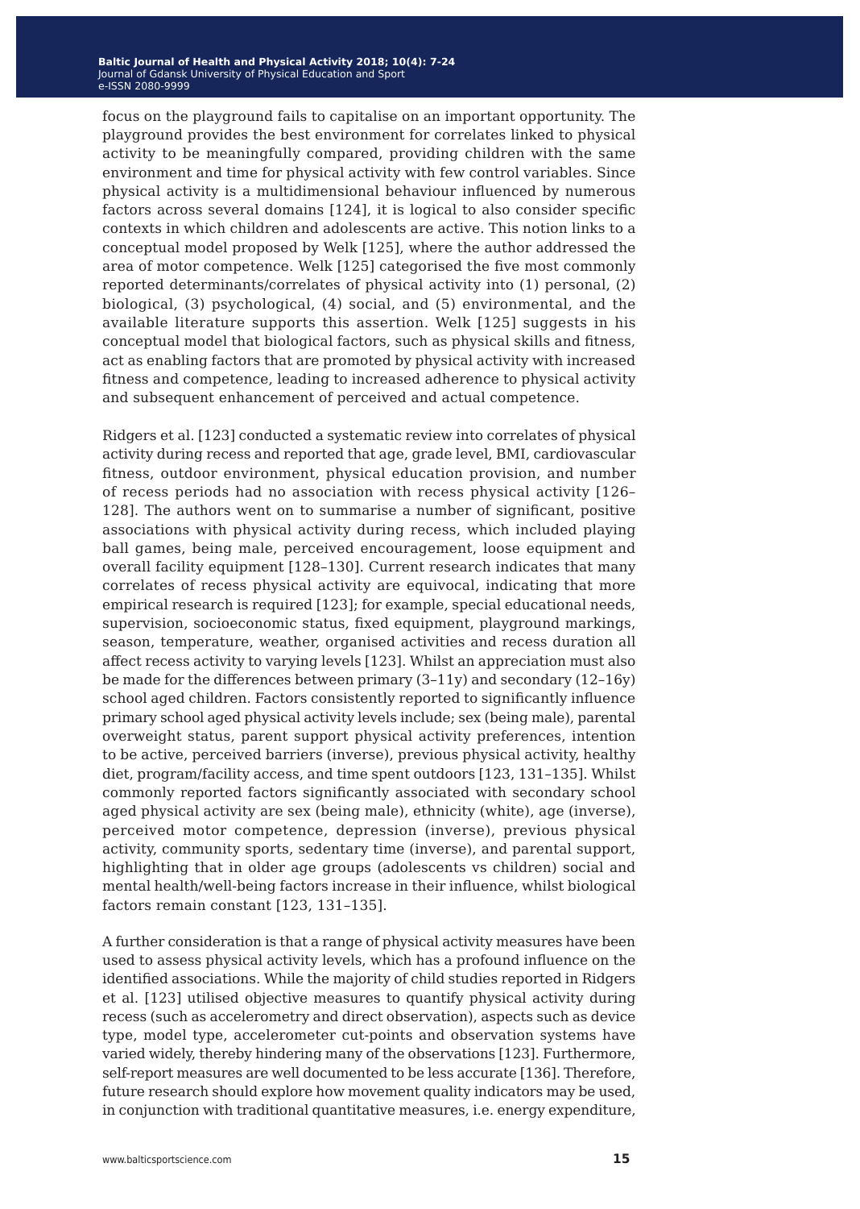focus on the playground fails to capitalise on an important opportunity. The playground provides the best environment for correlates linked to physical activity to be meaningfully compared, providing children with the same environment and time for physical activity with few control variables. Since physical activity is a multidimensional behaviour influenced by numerous factors across several domains [124], it is logical to also consider specific contexts in which children and adolescents are active. This notion links to a conceptual model proposed by Welk [125], where the author addressed the area of motor competence. Welk [125] categorised the five most commonly reported determinants/correlates of physical activity into (1) personal, (2) biological, (3) psychological, (4) social, and (5) environmental, and the available literature supports this assertion. Welk [125] suggests in his conceptual model that biological factors, such as physical skills and fitness, act as enabling factors that are promoted by physical activity with increased fitness and competence, leading to increased adherence to physical activity and subsequent enhancement of perceived and actual competence.

Ridgers et al. [123] conducted a systematic review into correlates of physical activity during recess and reported that age, grade level, BMI, cardiovascular fitness, outdoor environment, physical education provision, and number of recess periods had no association with recess physical activity [126–128]. The authors went on to summarise a number of significant, positive associations with physical activity during recess, which included playing ball games, being male, perceived encouragement, loose equipment and overall facility equipment [128–130]. Current research indicates that many correlates of recess physical activity are equivocal, indicating that more empirical research is required [123]; for example, special educational needs, supervision, socioeconomic status, fixed equipment, playground markings, season, temperature, weather, organised activities and recess duration all affect recess activity to varying levels [123]. Whilst an appreciation must also be made for the differences between primary (3–11y) and secondary (12–16y) school aged children. Factors consistently reported to significantly influence primary school aged physical activity levels include; sex (being male), parental overweight status, parent support physical activity preferences, intention to be active, perceived barriers (inverse), previous physical activity, healthy diet, program/facility access, and time spent outdoors [123, 131–135]. Whilst commonly reported factors significantly associated with secondary school aged physical activity are sex (being male), ethnicity (white), age (inverse), perceived motor competence, depression (inverse), previous physical activity, community sports, sedentary time (inverse), and parental support, highlighting that in older age groups (adolescents vs children) social and mental health/well-being factors increase in their influence, whilst biological factors remain constant [123, 131–135].

A further consideration is that a range of physical activity measures have been used to assess physical activity levels, which has a profound influence on the identified associations. While the majority of child studies reported in Ridgers et al. [123] utilised objective measures to quantify physical activity during recess (such as accelerometry and direct observation), aspects such as device type, model type, accelerometer cut-points and observation systems have varied widely, thereby hindering many of the observations [123]. Furthermore, self-report measures are well documented to be less accurate [136]. Therefore, future research should explore how movement quality indicators may be used, in conjunction with traditional quantitative measures, i.e. energy expenditure,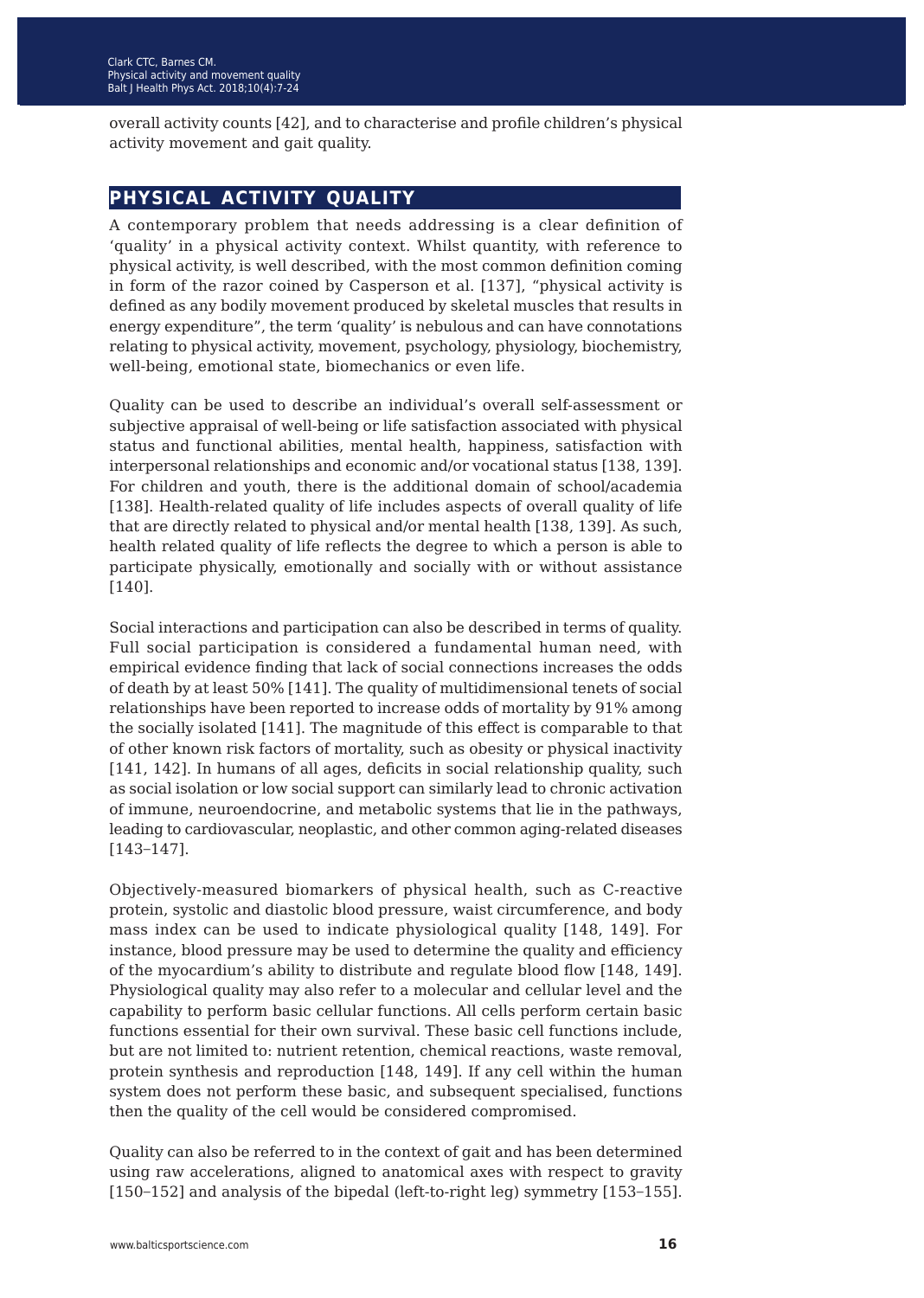overall activity counts [42], and to characterise and profile children's physical activity movement and gait quality.

## PHYSICAL ACTIVITY QUALITY

A contemporary problem that needs addressing is a clear definition of 'quality' in a physical activity context. Whilst quantity, with reference to physical activity, is well described, with the most common definition coming in form of the razor coined by Casperson et al. [137], "physical activity is defined as any bodily movement produced by skeletal muscles that results in energy expenditure", the term 'quality' is nebulous and can have connotations relating to physical activity, movement, psychology, physiology, biochemistry, well-being, emotional state, biomechanics or even life.

Quality can be used to describe an individual's overall self-assessment or subjective appraisal of well-being or life satisfaction associated with physical status and functional abilities, mental health, happiness, satisfaction with interpersonal relationships and economic and/or vocational status [138, 139]. For children and youth, there is the additional domain of school/academia [138]. Health-related quality of life includes aspects of overall quality of life that are directly related to physical and/or mental health [138, 139]. As such, health related quality of life reflects the degree to which a person is able to participate physically, emotionally and socially with or without assistance [140].

Social interactions and participation can also be described in terms of quality. Full social participation is considered a fundamental human need, with empirical evidence finding that lack of social connections increases the odds of death by at least 50% [141]. The quality of multidimensional tenets of social relationships have been reported to increase odds of mortality by 91% among the socially isolated [141]. The magnitude of this effect is comparable to that of other known risk factors of mortality, such as obesity or physical inactivity [141, 142]. In humans of all ages, deficits in social relationship quality, such as social isolation or low social support can similarly lead to chronic activation of immune, neuroendocrine, and metabolic systems that lie in the pathways, leading to cardiovascular, neoplastic, and other common aging-related diseases [143–147].

Objectively-measured biomarkers of physical health, such as C-reactive protein, systolic and diastolic blood pressure, waist circumference, and body mass index can be used to indicate physiological quality [148, 149]. For instance, blood pressure may be used to determine the quality and efficiency of the myocardium's ability to distribute and regulate blood flow [148, 149]. Physiological quality may also refer to a molecular and cellular level and the capability to perform basic cellular functions. All cells perform certain basic functions essential for their own survival. These basic cell functions include, but are not limited to: nutrient retention, chemical reactions, waste removal, protein synthesis and reproduction [148, 149]. If any cell within the human system does not perform these basic, and subsequent specialised, functions then the quality of the cell would be considered compromised.

Quality can also be referred to in the context of gait and has been determined using raw accelerations, aligned to anatomical axes with respect to gravity [150–152] and analysis of the bipedal (left-to-right leg) symmetry [153–155].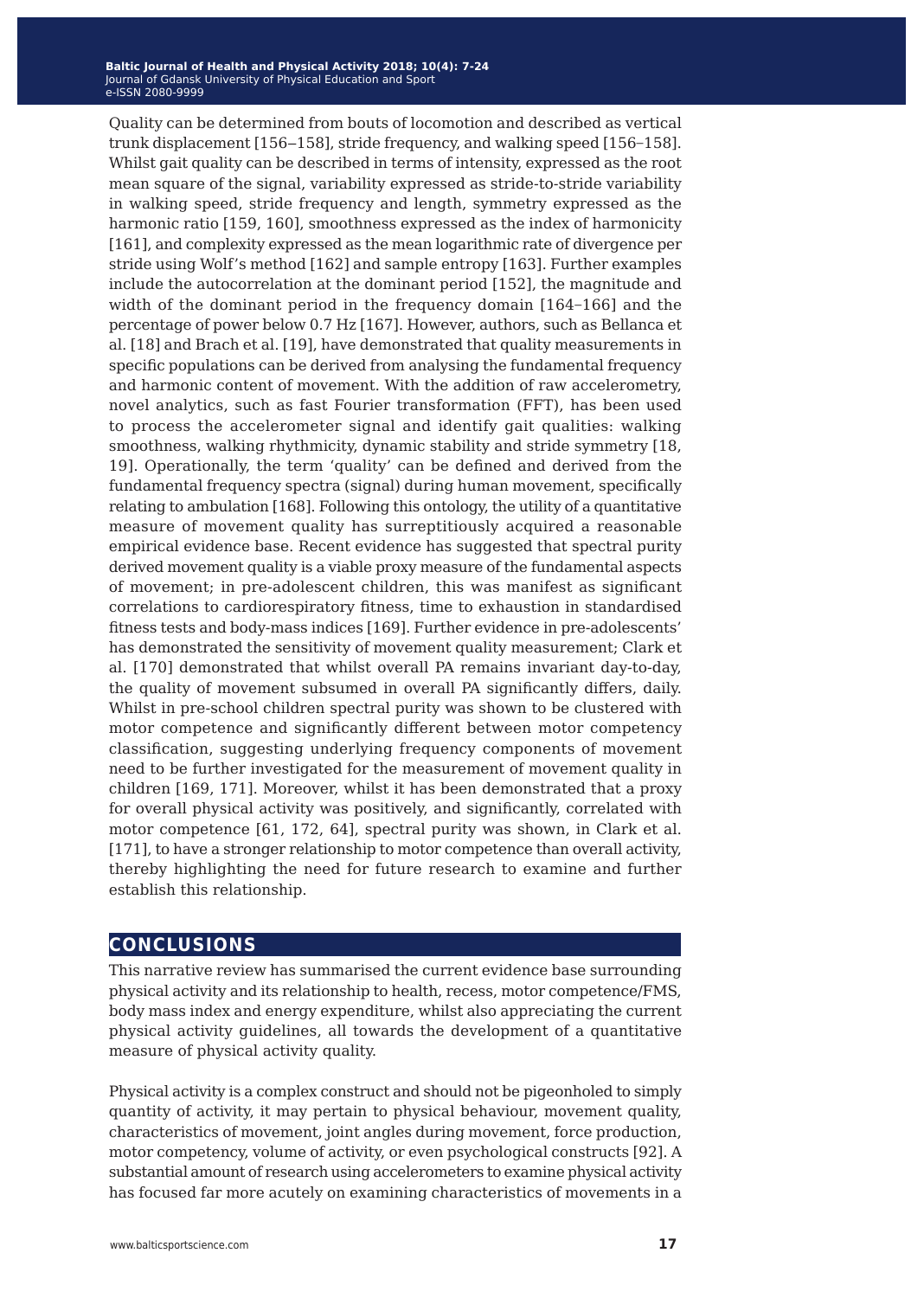Quality can be determined from bouts of locomotion and described as vertical trunk displacement [156‒158], stride frequency, and walking speed [156–158]. Whilst gait quality can be described in terms of intensity, expressed as the root mean square of the signal, variability expressed as stride-to-stride variability in walking speed, stride frequency and length, symmetry expressed as the harmonic ratio [159, 160], smoothness expressed as the index of harmonicity [161], and complexity expressed as the mean logarithmic rate of divergence per stride using Wolf's method [162] and sample entropy [163]. Further examples include the autocorrelation at the dominant period [152], the magnitude and width of the dominant period in the frequency domain [164–166] and the percentage of power below 0.7 Hz [167]. However, authors, such as Bellanca et al. [18] and Brach et al. [19], have demonstrated that quality measurements in specific populations can be derived from analysing the fundamental frequency and harmonic content of movement. With the addition of raw accelerometry, novel analytics, such as fast Fourier transformation (FFT), has been used to process the accelerometer signal and identify gait qualities: walking smoothness, walking rhythmicity, dynamic stability and stride symmetry [18, 19]. Operationally, the term 'quality' can be defined and derived from the fundamental frequency spectra (signal) during human movement, specifically relating to ambulation [168]. Following this ontology, the utility of a quantitative measure of movement quality has surreptitiously acquired a reasonable empirical evidence base. Recent evidence has suggested that spectral purity derived movement quality is a viable proxy measure of the fundamental aspects of movement; in pre-adolescent children, this was manifest as significant correlations to cardiorespiratory fitness, time to exhaustion in standardised fitness tests and body-mass indices [169]. Further evidence in pre-adolescents' has demonstrated the sensitivity of movement quality measurement; Clark et al. [170] demonstrated that whilst overall PA remains invariant day-to-day, the quality of movement subsumed in overall PA significantly differs, daily. Whilst in pre-school children spectral purity was shown to be clustered with motor competence and significantly different between motor competency classification, suggesting underlying frequency components of movement need to be further investigated for the measurement of movement quality in children [169, 171]. Moreover, whilst it has been demonstrated that a proxy for overall physical activity was positively, and significantly, correlated with motor competence [61, 172, 64], spectral purity was shown, in Clark et al. [171], to have a stronger relationship to motor competence than overall activity, thereby highlighting the need for future research to examine and further establish this relationship.

## CONCLUSIONS

This narrative review has summarised the current evidence base surrounding physical activity and its relationship to health, recess, motor competence/FMS, body mass index and energy expenditure, whilst also appreciating the current physical activity guidelines, all towards the development of a quantitative measure of physical activity quality.

Physical activity is a complex construct and should not be pigeonholed to simply quantity of activity, it may pertain to physical behaviour, movement quality, characteristics of movement, joint angles during movement, force production, motor competency, volume of activity, or even psychological constructs [92]. A substantial amount of research using accelerometers to examine physical activity has focused far more acutely on examining characteristics of movements in a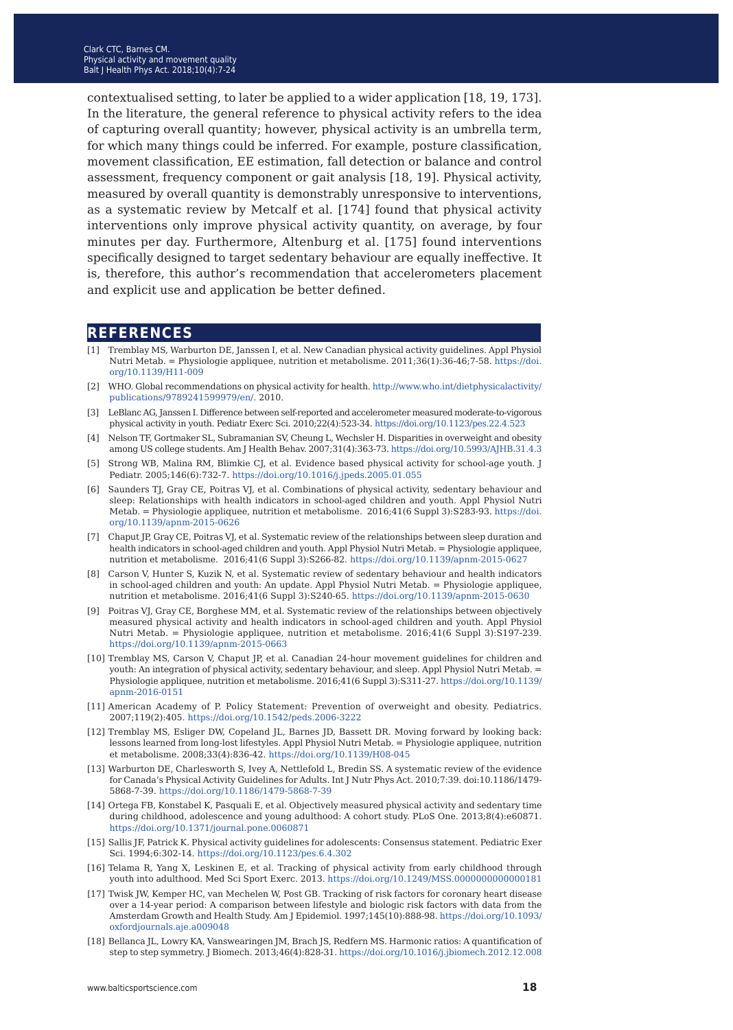contextualised setting, to later be applied to a wider application [18, 19, 173]. In the literature, the general reference to physical activity refers to the idea of capturing overall quantity; however, physical activity is an umbrella term, for which many things could be inferred. For example, posture classification, movement classification, EE estimation, fall detection or balance and control assessment, frequency component or gait analysis [18, 19]. Physical activity, measured by overall quantity is demonstrably unresponsive to interventions, as a systematic review by Metcalf et al. [174] found that physical activity interventions only improve physical activity quantity, on average, by four minutes per day. Furthermore, Altenburg et al. [175] found interventions specifically designed to target sedentary behaviour are equally ineffective. It is, therefore, this author's recommendation that accelerometers placement and explicit use and application be better defined.

## REFERENCES

[1] Tremblay MS, Warburton DE, Janssen I, et al. New Canadian physical activity guidelines. Appl Physiol Nutri Metab. = Physiologie appliquee, nutrition et metabolisme. 2011;36(1):36-46;7-58. https://doi.org/10.1139/H11-009

[2] WHO. Global recommendations on physical activity for health. http://www.who.int/dietphysicalactivity/publications/9789241599979/en/. 2010.

[3] LeBlanc AG, Janssen I. Difference between self-reported and accelerometer measured moderate-to-vigorous physical activity in youth. Pediatr Exerc Sci. 2010;22(4):523-34. https://doi.org/10.1123/pes.22.4.523

[4] Nelson TF, Gortmaker SL, Subramanian SV, Cheung L, Wechsler H. Disparities in overweight and obesity among US college students. Am J Health Behav. 2007;31(4):363-73. https://doi.org/10.5993/AJHB.31.4.3

[5] Strong WB, Malina RM, Blimkie CJ, et al. Evidence based physical activity for school-age youth. J Pediatr. 2005;146(6):732-7. https://doi.org/10.1016/j.jpeds.2005.01.055

[6] Saunders TJ, Gray CE, Poitras VJ, et al. Combinations of physical activity, sedentary behaviour and sleep: Relationships with health indicators in school-aged children and youth. Appl Physiol Nutri Metab. = Physiologie appliquee, nutrition et metabolisme. 2016;41(6 Suppl 3):S283-93. https://doi.org/10.1139/apnm-2015-0626

[7] Chaput JP, Gray CE, Poitras VJ, et al. Systematic review of the relationships between sleep duration and health indicators in school-aged children and youth. Appl Physiol Nutri Metab. = Physiologie appliquee, nutrition et metabolisme. 2016;41(6 Suppl 3):S266-82. https://doi.org/10.1139/apnm-2015-0627

[8] Carson V, Hunter S, Kuzik N, et al. Systematic review of sedentary behaviour and health indicators in school-aged children and youth: An update. Appl Physiol Nutri Metab. = Physiologie appliquee, nutrition et metabolisme. 2016;41(6 Suppl 3):S240-65. https://doi.org/10.1139/apnm-2015-0630

[9] Poitras VJ, Gray CE, Borghese MM, et al. Systematic review of the relationships between objectively measured physical activity and health indicators in school-aged children and youth. Appl Physiol Nutri Metab. = Physiologie appliquee, nutrition et metabolisme. 2016;41(6 Suppl 3):S197-239. https://doi.org/10.1139/apnm-2015-0663

[10] Tremblay MS, Carson V, Chaput JP, et al. Canadian 24-hour movement guidelines for children and youth: An integration of physical activity, sedentary behaviour, and sleep. Appl Physiol Nutri Metab. = Physiologie appliquee, nutrition et metabolisme. 2016;41(6 Suppl 3):S311-27. https://doi.org/10.1139/apnm-2016-0151

[11] American Academy of P. Policy Statement: Prevention of overweight and obesity. Pediatrics. 2007;119(2):405. https://doi.org/10.1542/peds.2006-3222

[12] Tremblay MS, Esliger DW, Copeland JL, Barnes JD, Bassett DR. Moving forward by looking back: lessons learned from long-lost lifestyles. Appl Physiol Nutri Metab. = Physiologie appliquee, nutrition et metabolisme. 2008;33(4):836-42. https://doi.org/10.1139/H08-045

[13] Warburton DE, Charlesworth S, Ivey A, Nettlefold L, Bredin SS. A systematic review of the evidence for Canada's Physical Activity Guidelines for Adults. Int J Nutr Phys Act. 2010;7:39. doi:10.1186/1479-5868-7-39. https://doi.org/10.1186/1479-5868-7-39

[14] Ortega FB, Konstabel K, Pasquali E, et al. Objectively measured physical activity and sedentary time during childhood, adolescence and young adulthood: A cohort study. PLoS One. 2013;8(4):e60871. https://doi.org/10.1371/journal.pone.0060871

[15] Sallis JF, Patrick K. Physical activity guidelines for adolescents: Consensus statement. Pediatric Exer Sci. 1994;6:302-14. https://doi.org/10.1123/pes.6.4.302

[16] Telama R, Yang X, Leskinen E, et al. Tracking of physical activity from early childhood through youth into adulthood. Med Sci Sport Exerc. 2013. https://doi.org/10.1249/MSS.0000000000000181

[17] Twisk JW, Kemper HC, van Mechelen W, Post GB. Tracking of risk factors for coronary heart disease over a 14-year period: A comparison between lifestyle and biologic risk factors with data from the Amsterdam Growth and Health Study. Am J Epidemiol. 1997;145(10):888-98. https://doi.org/10.1093/oxfordjournals.aje.a009048

[18] Bellanca JL, Lowry KA, Vanswearingen JM, Brach JS, Redfern MS. Harmonic ratios: A quantification of step to step symmetry. J Biomech. 2013;46(4):828-31. https://doi.org/10.1016/j.jbiomech.2012.12.008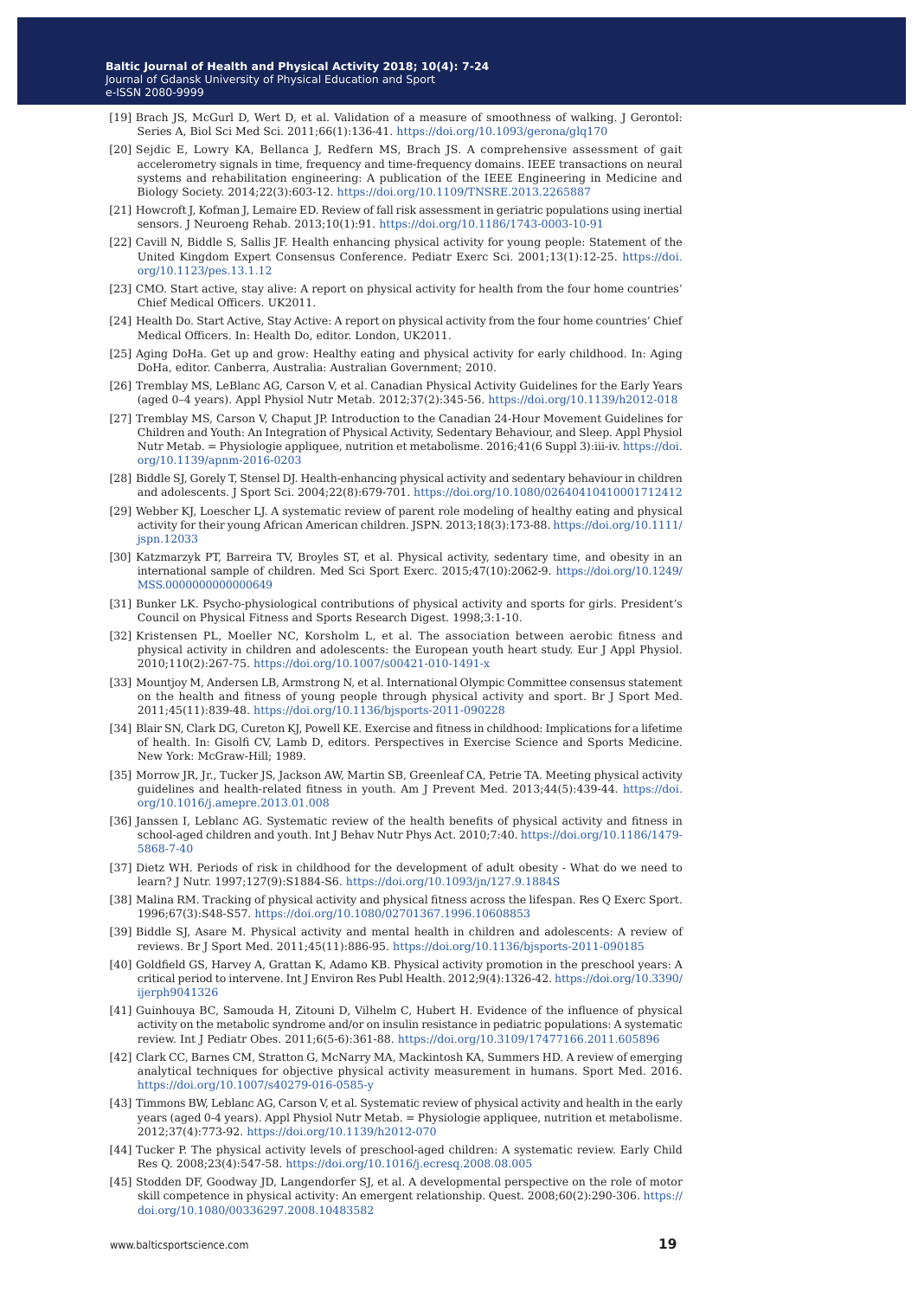[19] Brach JS, McGurl D, Wert D, et al. Validation of a measure of smoothness of walking. J Gerontol: Series A, Biol Sci Med Sci. 2011;66(1):136-41. https://doi.org/10.1093/gerona/glq170

[20] Sejdic E, Lowry KA, Bellanca J, Redfern MS, Brach JS. A comprehensive assessment of gait accelerometry signals in time, frequency and time-frequency domains. IEEE transactions on neural systems and rehabilitation engineering: A publication of the IEEE Engineering in Medicine and Biology Society. 2014;22(3):603-12. https://doi.org/10.1109/TNSRE.2013.2265887

[21] Howcroft J, Kofman J, Lemaire ED. Review of fall risk assessment in geriatric populations using inertial sensors. J Neuroeng Rehab. 2013;10(1):91. https://doi.org/10.1186/1743-0003-10-91

[22] Cavill N, Biddle S, Sallis JF. Health enhancing physical activity for young people: Statement of the United Kingdom Expert Consensus Conference. Pediatr Exerc Sci. 2001;13(1):12-25. https://doi.org/10.1123/pes.13.1.12

[23] CMO. Start active, stay alive: A report on physical activity for health from the four home countries' Chief Medical Officers. UK2011.

[24] Health Do. Start Active, Stay Active: A report on physical activity from the four home countries' Chief Medical Officers. In: Health Do, editor. London, UK2011.

[25] Aging DoHa. Get up and grow: Healthy eating and physical activity for early childhood. In: Aging DoHa, editor. Canberra, Australia: Australian Government; 2010.

[26] Tremblay MS, LeBlanc AG, Carson V, et al. Canadian Physical Activity Guidelines for the Early Years (aged 0–4 years). Appl Physiol Nutr Metab. 2012;37(2):345-56. https://doi.org/10.1139/h2012-018

[27] Tremblay MS, Carson V, Chaput JP. Introduction to the Canadian 24-Hour Movement Guidelines for Children and Youth: An Integration of Physical Activity, Sedentary Behaviour, and Sleep. Appl Physiol Nutr Metab. = Physiologie appliquee, nutrition et metabolisme. 2016;41(6 Suppl 3):iii-iv. https://doi.org/10.1139/apnm-2016-0203

[28] Biddle SJ, Gorely T, Stensel DJ. Health-enhancing physical activity and sedentary behaviour in children and adolescents. J Sport Sci. 2004;22(8):679-701. https://doi.org/10.1080/02640410410001712412

[29] Webber KJ, Loescher LJ. A systematic review of parent role modeling of healthy eating and physical activity for their young African American children. JSPN. 2013;18(3):173-88. https://doi.org/10.1111/jspn.12033

[30] Katzmarzyk PT, Barreira TV, Broyles ST, et al. Physical activity, sedentary time, and obesity in an international sample of children. Med Sci Sport Exerc. 2015;47(10):2062-9. https://doi.org/10.1249/MSS.0000000000000649

[31] Bunker LK. Psycho-physiological contributions of physical activity and sports for girls. President's Council on Physical Fitness and Sports Research Digest. 1998;3:1-10.

[32] Kristensen PL, Moeller NC, Korsholm L, et al. The association between aerobic fitness and physical activity in children and adolescents: the European youth heart study. Eur J Appl Physiol. 2010;110(2):267-75. https://doi.org/10.1007/s00421-010-1491-x

[33] Mountjoy M, Andersen LB, Armstrong N, et al. International Olympic Committee consensus statement on the health and fitness of young people through physical activity and sport. Br J Sport Med. 2011;45(11):839-48. https://doi.org/10.1136/bjsports-2011-090228

[34] Blair SN, Clark DG, Cureton KJ, Powell KE. Exercise and fitness in childhood: Implications for a lifetime of health. In: Gisolfi CV, Lamb D, editors. Perspectives in Exercise Science and Sports Medicine. New York: McGraw-Hill; 1989.

[35] Morrow JR, Jr., Tucker JS, Jackson AW, Martin SB, Greenleaf CA, Petrie TA. Meeting physical activity guidelines and health-related fitness in youth. Am J Prevent Med. 2013;44(5):439-44. https://doi.org/10.1016/j.amepre.2013.01.008

[36] Janssen I, Leblanc AG. Systematic review of the health benefits of physical activity and fitness in school-aged children and youth. Int J Behav Nutr Phys Act. 2010;7:40. https://doi.org/10.1186/1479-5868-7-40

[37] Dietz WH. Periods of risk in childhood for the development of adult obesity - What do we need to learn? J Nutr. 1997;127(9):S1884-S6. https://doi.org/10.1093/jn/127.9.1884S

[38] Malina RM. Tracking of physical activity and physical fitness across the lifespan. Res Q Exerc Sport. 1996;67(3):S48-S57. https://doi.org/10.1080/02701367.1996.10608853

[39] Biddle SJ, Asare M. Physical activity and mental health in children and adolescents: A review of reviews. Br J Sport Med. 2011;45(11):886-95. https://doi.org/10.1136/bjsports-2011-090185

[40] Goldfield GS, Harvey A, Grattan K, Adamo KB. Physical activity promotion in the preschool years: A critical period to intervene. Int J Environ Res Publ Health. 2012;9(4):1326-42. https://doi.org/10.3390/ijerph9041326

[41] Guinhouya BC, Samouda H, Zitouni D, Vilhelm C, Hubert H. Evidence of the influence of physical activity on the metabolic syndrome and/or on insulin resistance in pediatric populations: A systematic review. Int J Pediatr Obes. 2011;6(5-6):361-88. https://doi.org/10.3109/17477166.2011.605896

[42] Clark CC, Barnes CM, Stratton G, McNarry MA, Mackintosh KA, Summers HD. A review of emerging analytical techniques for objective physical activity measurement in humans. Sport Med. 2016. https://doi.org/10.1007/s40279-016-0585-y

[43] Timmons BW, Leblanc AG, Carson V, et al. Systematic review of physical activity and health in the early years (aged 0-4 years). Appl Physiol Nutr Metab. = Physiologie appliquee, nutrition et metabolisme. 2012;37(4):773-92. https://doi.org/10.1139/h2012-070

[44] Tucker P. The physical activity levels of preschool-aged children: A systematic review. Early Child Res Q. 2008;23(4):547-58. https://doi.org/10.1016/j.ecresq.2008.08.005

[45] Stodden DF, Goodway JD, Langendorfer SJ, et al. A developmental perspective on the role of motor skill competence in physical activity: An emergent relationship. Quest. 2008;60(2):290-306. https://doi.org/10.1080/00336297.2008.10483582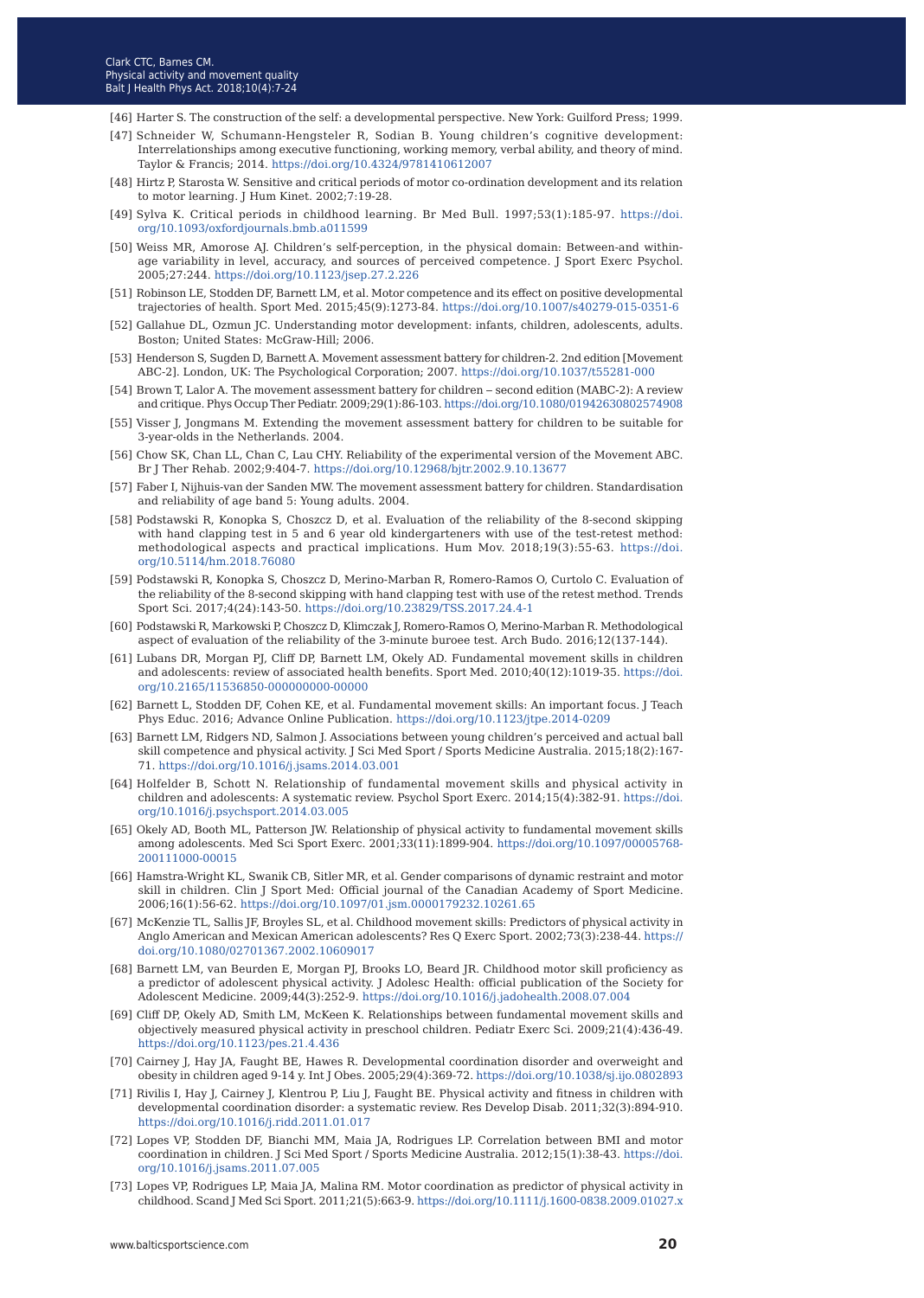[46] Harter S. The construction of the self: a developmental perspective. New York: Guilford Press; 1999.

[47] Schneider W, Schumann-Hengsteler R, Sodian B. Young children's cognitive development: Interrelationships among executive functioning, working memory, verbal ability, and theory of mind. Taylor & Francis; 2014. https://doi.org/10.4324/9781410612007

[48] Hirtz P, Starosta W. Sensitive and critical periods of motor co-ordination development and its relation to motor learning. J Hum Kinet. 2002;7:19-28.

[49] Sylva K. Critical periods in childhood learning. Br Med Bull. 1997;53(1):185-97. https://doi.org/10.1093/oxfordjournals.bmb.a011599

[50] Weiss MR, Amorose AJ. Children's self-perception, in the physical domain: Between-and within-age variability in level, accuracy, and sources of perceived competence. J Sport Exerc Psychol. 2005;27:244. https://doi.org/10.1123/jsep.27.2.226

[51] Robinson LE, Stodden DF, Barnett LM, et al. Motor competence and its effect on positive developmental trajectories of health. Sport Med. 2015;45(9):1273-84. https://doi.org/10.1007/s40279-015-0351-6

[52] Gallahue DL, Ozmun JC. Understanding motor development: infants, children, adolescents, adults. Boston; United States: McGraw-Hill; 2006.

[53] Henderson S, Sugden D, Barnett A. Movement assessment battery for children-2. 2nd edition [Movement ABC-2]. London, UK: The Psychological Corporation; 2007. https://doi.org/10.1037/t55281-000

[54] Brown T, Lalor A. The movement assessment battery for children – second edition (MABC-2): A review and critique. Phys Occup Ther Pediatr. 2009;29(1):86-103. https://doi.org/10.1080/01942630802574908

[55] Visser J, Jongmans M. Extending the movement assessment battery for children to be suitable for 3-year-olds in the Netherlands. 2004.

[56] Chow SK, Chan LL, Chan C, Lau CHY. Reliability of the experimental version of the Movement ABC. Br J Ther Rehab. 2002;9:404-7. https://doi.org/10.12968/bjtr.2002.9.10.13677

[57] Faber I, Nijhuis-van der Sanden MW. The movement assessment battery for children. Standardisation and reliability of age band 5: Young adults. 2004.

[58] Podstawski R, Konopka S, Choszcz D, et al. Evaluation of the reliability of the 8-second skipping with hand clapping test in 5 and 6 year old kindergarteners with use of the test-retest method: methodological aspects and practical implications. Hum Mov. 2018;19(3):55-63. https://doi.org/10.5114/hm.2018.76080

[59] Podstawski R, Konopka S, Choszcz D, Merino-Marban R, Romero-Ramos O, Curtolo C. Evaluation of the reliability of the 8-second skipping with hand clapping test with use of the retest method. Trends Sport Sci. 2017;4(24):143-50. https://doi.org/10.23829/TSS.2017.24.4-1

[60] Podstawski R, Markowski P, Choszcz D, Klimczak J, Romero-Ramos O, Merino-Marban R. Methodological aspect of evaluation of the reliability of the 3-minute buroee test. Arch Budo. 2016;12(137-144).

[61] Lubans DR, Morgan PJ, Cliff DP, Barnett LM, Okely AD. Fundamental movement skills in children and adolescents: review of associated health benefits. Sport Med. 2010;40(12):1019-35. https://doi.org/10.2165/11536850-000000000-00000

[62] Barnett L, Stodden DF, Cohen KE, et al. Fundamental movement skills: An important focus. J Teach Phys Educ. 2016; Advance Online Publication. https://doi.org/10.1123/jtpe.2014-0209

[63] Barnett LM, Ridgers ND, Salmon J. Associations between young children's perceived and actual ball skill competence and physical activity. J Sci Med Sport / Sports Medicine Australia. 2015;18(2):167-71. https://doi.org/10.1016/j.jsams.2014.03.001

[64] Holfelder B, Schott N. Relationship of fundamental movement skills and physical activity in children and adolescents: A systematic review. Psychol Sport Exerc. 2014;15(4):382-91. https://doi.org/10.1016/j.psychsport.2014.03.005

[65] Okely AD, Booth ML, Patterson JW. Relationship of physical activity to fundamental movement skills among adolescents. Med Sci Sport Exerc. 2001;33(11):1899-904. https://doi.org/10.1097/00005768-200111000-00015

[66] Hamstra-Wright KL, Swanik CB, Sitler MR, et al. Gender comparisons of dynamic restraint and motor skill in children. Clin J Sport Med: Official journal of the Canadian Academy of Sport Medicine. 2006;16(1):56-62. https://doi.org/10.1097/01.jsm.0000179232.10261.65

[67] McKenzie TL, Sallis JF, Broyles SL, et al. Childhood movement skills: Predictors of physical activity in Anglo American and Mexican American adolescents? Res Q Exerc Sport. 2002;73(3):238-44. https://doi.org/10.1080/02701367.2002.10609017

[68] Barnett LM, van Beurden E, Morgan PJ, Brooks LO, Beard JR. Childhood motor skill proficiency as a predictor of adolescent physical activity. J Adolesc Health: official publication of the Society for Adolescent Medicine. 2009;44(3):252-9. https://doi.org/10.1016/j.jadohealth.2008.07.004

[69] Cliff DP, Okely AD, Smith LM, McKeen K. Relationships between fundamental movement skills and objectively measured physical activity in preschool children. Pediatr Exerc Sci. 2009;21(4):436-49. https://doi.org/10.1123/pes.21.4.436

[70] Cairney J, Hay JA, Faught BE, Hawes R. Developmental coordination disorder and overweight and obesity in children aged 9-14 y. Int J Obes. 2005;29(4):369-72. https://doi.org/10.1038/sj.ijo.0802893

[71] Rivilis I, Hay J, Cairney J, Klentrou P, Liu J, Faught BE. Physical activity and fitness in children with developmental coordination disorder: a systematic review. Res Develop Disab. 2011;32(3):894-910. https://doi.org/10.1016/j.ridd.2011.01.017

[72] Lopes VP, Stodden DF, Bianchi MM, Maia JA, Rodrigues LP. Correlation between BMI and motor coordination in children. J Sci Med Sport / Sports Medicine Australia. 2012;15(1):38-43. https://doi.org/10.1016/j.jsams.2011.07.005

[73] Lopes VP, Rodrigues LP, Maia JA, Malina RM. Motor coordination as predictor of physical activity in childhood. Scand J Med Sci Sport. 2011;21(5):663-9. https://doi.org/10.1111/j.1600-0838.2009.01027.x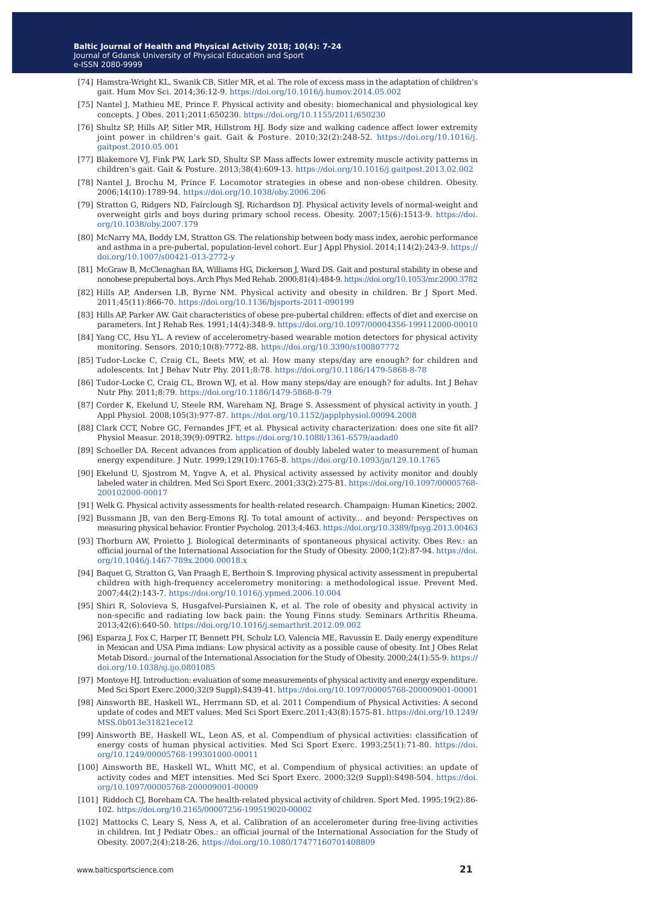[74] Hamstra-Wright KL, Swanik CB, Sitler MR, et al. The role of excess mass in the adaptation of children's gait. Hum Mov Sci. 2014;36:12-9. https://doi.org/10.1016/j.humov.2014.05.002

[75] Nantel J, Mathieu ME, Prince F. Physical activity and obesity: biomechanical and physiological key concepts. J Obes. 2011;2011:650230. https://doi.org/10.1155/2011/650230

[76] Shultz SP, Hills AP, Sitler MR, Hillstrom HJ. Body size and walking cadence affect lower extremity joint power in children's gait. Gait & Posture. 2010;32(2):248-52. https://doi.org/10.1016/j.gaitpost.2010.05.001

[77] Blakemore VJ, Fink PW, Lark SD, Shultz SP. Mass affects lower extremity muscle activity patterns in children's gait. Gait & Posture. 2013;38(4):609-13. https://doi.org/10.1016/j.gaitpost.2013.02.002

[78] Nantel J, Brochu M, Prince F. Locomotor strategies in obese and non-obese children. Obesity. 2006;14(10):1789-94. https://doi.org/10.1038/oby.2006.206

[79] Stratton G, Ridgers ND, Fairclough SJ, Richardson DJ. Physical activity levels of normal-weight and overweight girls and boys during primary school recess. Obesity. 2007;15(6):1513-9. https://doi.org/10.1038/oby.2007.179

[80] McNarry MA, Boddy LM, Stratton GS. The relationship between body mass index, aerobic performance and asthma in a pre-pubertal, population-level cohort. Eur J Appl Physiol. 2014;114(2):243-9. https://doi.org/10.1007/s00421-013-2772-y

[81] McGraw B, McClenaghan BA, Williams HG, Dickerson J, Ward DS. Gait and postural stability in obese and nonobese prepubertal boys. Arch Phys Med Rehab. 2000;81(4):484-9. https://doi.org/10.1053/mr.2000.3782

[82] Hills AP, Andersen LB, Byrne NM. Physical activity and obesity in children. Br J Sport Med. 2011;45(11):866-70. https://doi.org/10.1136/bjsports-2011-090199

[83] Hills AP, Parker AW. Gait characteristics of obese pre-pubertal children: effects of diet and exercise on parameters. Int J Rehab Res. 1991;14(4):348-9. https://doi.org/10.1097/00004356-199112000-00010

[84] Yang CC, Hsu YL. A review of accelerometry-based wearable motion detectors for physical activity monitoring. Sensors. 2010;10(8):7772-88. https://doi.org/10.3390/s100807772

[85] Tudor-Locke C, Craig CL, Beets MW, et al. How many steps/day are enough? for children and adolescents. Int J Behav Nutr Phy. 2011;8:78. https://doi.org/10.1186/1479-5868-8-78

[86] Tudor-Locke C, Craig CL, Brown WJ, et al. How many steps/day are enough? for adults. Int J Behav Nutr Phy. 2011;8:79. https://doi.org/10.1186/1479-5868-8-79

[87] Corder K, Ekelund U, Steele RM, Wareham NJ, Brage S. Assessment of physical activity in youth. J Appl Physiol. 2008;105(3):977-87. https://doi.org/10.1152/japplphysiol.00094.2008

[88] Clark CCT, Nobre GC, Fernandes JFT, et al. Physical activity characterization: does one site fit all? Physiol Measur. 2018;39(9):09TR2. https://doi.org/10.1088/1361-6579/aadad0

[89] Schoeller DA. Recent advances from application of doubly labeled water to measurement of human energy expenditure. J Nutr. 1999;129(10):1765-8. https://doi.org/10.1093/jn/129.10.1765

[90] Ekelund U, Sjostrom M, Yngve A, et al. Physical activity assessed by activity monitor and doubly labeled water in children. Med Sci Sport Exerc. 2001;33(2):275-81. https://doi.org/10.1097/00005768-200102000-00017

[91] Welk G. Physical activity assessments for health-related research. Champaign: Human Kinetics; 2002.

[92] Bussmann JB, van den Berg-Emons RJ. To total amount of activity... and beyond: Perspectives on measuring physical behavior. Frontier Psycholog. 2013;4:463. https://doi.org/10.3389/fpsyg.2013.00463

[93] Thorburn AW, Proietto J. Biological determinants of spontaneous physical activity. Obes Rev.: an official journal of the International Association for the Study of Obesity. 2000;1(2):87-94. https://doi.org/10.1046/j.1467-789x.2000.00018.x

[94] Baquet G, Stratton G, Van Praagh E, Berthoin S. Improving physical activity assessment in prepubertal children with high-frequency accelerometry monitoring: a methodological issue. Prevent Med. 2007;44(2):143-7. https://doi.org/10.1016/j.ypmed.2006.10.004

[95] Shiri R, Solovieva S, Husgafvel-Pursiainen K, et al. The role of obesity and physical activity in non-specific and radiating low back pain: the Young Finns study. Seminars Arthritis Rheuma. 2013;42(6):640-50. https://doi.org/10.1016/j.semarthrit.2012.09.002

[96] Esparza J, Fox C, Harper IT, Bennett PH, Schulz LO, Valencia ME, Ravussin E. Daily energy expenditure in Mexican and USA Pima indians: Low physical activity as a possible cause of obesity. Int J Obes Relat Metab Disord.: journal of the International Association for the Study of Obesity. 2000;24(1):55-9. https://doi.org/10.1038/sj.ijo.0801085

[97] Montoye HJ. Introduction: evaluation of some measurements of physical activity and energy expenditure. Med Sci Sport Exerc.2000;32(9 Suppl):S439-41. https://doi.org/10.1097/00005768-200009001-00001

[98] Ainsworth BE, Haskell WL, Herrmann SD, et al. 2011 Compendium of Physical Activities: A second update of codes and MET values. Med Sci Sport Exerc.2011;43(8):1575-81. https://doi.org/10.1249/MSS.0b013e31821ece12

[99] Ainsworth BE, Haskell WL, Leon AS, et al. Compendium of physical activities: classification of energy costs of human physical activities. Med Sci Sport Exerc. 1993;25(1):71-80. https://doi.org/10.1249/00005768-199301000-00011

[100] Ainsworth BE, Haskell WL, Whitt MC, et al. Compendium of physical activities: an update of activity codes and MET intensities. Med Sci Sport Exerc. 2000;32(9 Suppl):S498-504. https://doi.org/10.1097/00005768-200009001-00009

[101] Riddoch CJ, Boreham CA. The health-related physical activity of children. Sport Med. 1995;19(2):86-102. https://doi.org/10.2165/00007256-199519020-00002

[102] Mattocks C, Leary S, Ness A, et al. Calibration of an accelerometer during free-living activities in children. Int J Pediatr Obes.: an official journal of the International Association for the Study of Obesity. 2007;2(4):218-26. https://doi.org/10.1080/17477160701408809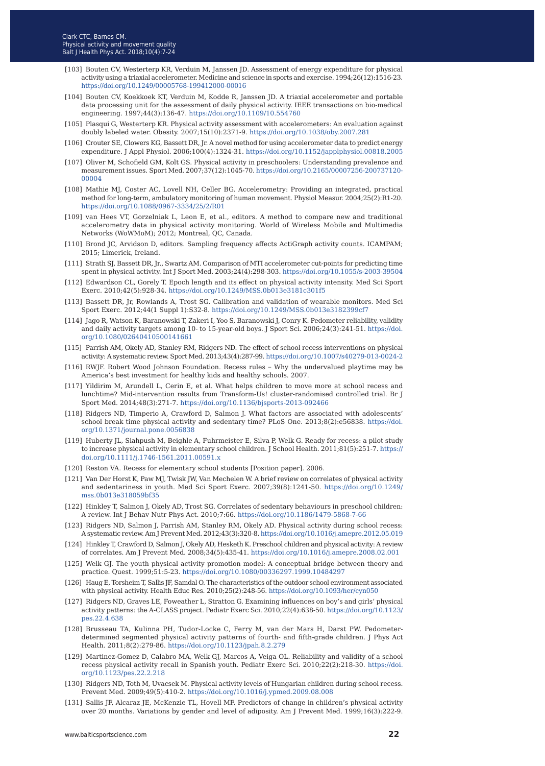[103] Bouten CV, Westerterp KR, Verduin M, Janssen JD. Assessment of energy expenditure for physical activity using a triaxial accelerometer. Medicine and science in sports and exercise. 1994;26(12):1516-23. https://doi.org/10.1249/00005768-199412000-00016

[104] Bouten CV, Koekkoek KT, Verduin M, Kodde R, Janssen JD. A triaxial accelerometer and portable data processing unit for the assessment of daily physical activity. IEEE transactions on bio-medical engineering. 1997;44(3):136-47. https://doi.org/10.1109/10.554760

[105] Plasqui G, Westerterp KR. Physical activity assessment with accelerometers: An evaluation against doubly labeled water. Obesity. 2007;15(10):2371-9. https://doi.org/10.1038/oby.2007.281

[106] Crouter SE, Clowers KG, Bassett DR, Jr. A novel method for using accelerometer data to predict energy expenditure. J Appl Physiol. 2006;100(4):1324-31. https://doi.org/10.1152/japplphysiol.00818.2005

[107] Oliver M, Schofield GM, Kolt GS. Physical activity in preschoolers: Understanding prevalence and measurement issues. Sport Med. 2007;37(12):1045-70. https://doi.org/10.2165/00007256-200737120-00004

[108] Mathie MJ, Coster AC, Lovell NH, Celler BG. Accelerometry: Providing an integrated, practical method for long-term, ambulatory monitoring of human movement. Physiol Measur. 2004;25(2):R1-20. https://doi.org/10.1088/0967-3334/25/2/R01

[109] van Hees VT, Gorzelniak L, Leon E, et al., editors. A method to compare new and traditional accelerometry data in physical activity monitoring. World of Wireless Mobile and Multimedia Networks (WoWMoM); 2012; Montreal, QC, Canada.

[110] Brond JC, Arvidson D, editors. Sampling frequency affects ActiGraph activity counts. ICAMPAM; 2015; Limerick, Ireland.

[111] Strath SJ, Bassett DR, Jr., Swartz AM. Comparison of MTI accelerometer cut-points for predicting time spent in physical activity. Int J Sport Med. 2003;24(4):298-303. https://doi.org/10.1055/s-2003-39504

[112] Edwardson CL, Gorely T. Epoch length and its effect on physical activity intensity. Med Sci Sport Exerc. 2010;42(5):928-34. https://doi.org/10.1249/MSS.0b013e3181c301f5

[113] Bassett DR, Jr, Rowlands A, Trost SG. Calibration and validation of wearable monitors. Med Sci Sport Exerc. 2012;44(1 Suppl 1):S32-8. https://doi.org/10.1249/MSS.0b013e3182399cf7

[114] Jago R, Watson K, Baranowski T, Zakeri I, Yoo S, Baranowski J, Conry K. Pedometer reliability, validity and daily activity targets among 10- to 15-year-old boys. J Sport Sci. 2006;24(3):241-51. https://doi.org/10.1080/02640410500141661

[115] Parrish AM, Okely AD, Stanley RM, Ridgers ND. The effect of school recess interventions on physical activity: A systematic review. Sport Med. 2013;43(4):287-99. https://doi.org/10.1007/s40279-013-0024-2

[116] RWJF. Robert Wood Johnson Foundation. Recess rules – Why the undervalued playtime may be America's best investment for healthy kids and healthy schools. 2007.

[117] Yildirim M, Arundell L, Cerin E, et al. What helps children to move more at school recess and lunchtime? Mid-intervention results from Transform-Us! cluster-randomised controlled trial. Br J Sport Med. 2014;48(3):271-7. https://doi.org/10.1136/bjsports-2013-092466

[118] Ridgers ND, Timperio A, Crawford D, Salmon J. What factors are associated with adolescents' school break time physical activity and sedentary time? PLoS One. 2013;8(2):e56838. https://doi.org/10.1371/journal.pone.0056838

[119] Huberty JL, Siahpush M, Beighle A, Fuhrmeister E, Silva P, Welk G. Ready for recess: a pilot study to increase physical activity in elementary school children. J School Health. 2011;81(5):251-7. https://doi.org/10.1111/j.1746-1561.2011.00591.x

[120] Reston VA. Recess for elementary school students [Position paper]. 2006.

[121] Van Der Horst K, Paw MJ, Twisk JW, Van Mechelen W. A brief review on correlates of physical activity and sedentariness in youth. Med Sci Sport Exerc. 2007;39(8):1241-50. https://doi.org/10.1249/mss.0b013e318059bf35

[122] Hinkley T, Salmon J, Okely AD, Trost SG. Correlates of sedentary behaviours in preschool children: A review. Int J Behav Nutr Phys Act. 2010;7:66. https://doi.org/10.1186/1479-5868-7-66

[123] Ridgers ND, Salmon J, Parrish AM, Stanley RM, Okely AD. Physical activity during school recess: A systematic review. Am J Prevent Med. 2012;43(3):320-8. https://doi.org/10.1016/j.amepre.2012.05.019

[124] Hinkley T, Crawford D, Salmon J, Okely AD, Hesketh K. Preschool children and physical activity: A review of correlates. Am J Prevent Med. 2008;34(5):435-41. https://doi.org/10.1016/j.amepre.2008.02.001

[125] Welk GJ. The youth physical activity promotion model: A conceptual bridge between theory and practice. Quest. 1999;51:5-23. https://doi.org/10.1080/00336297.1999.10484297

[126] Haug E, Torsheim T, Sallis JF, Samdal O. The characteristics of the outdoor school environment associated with physical activity. Health Educ Res. 2010;25(2):248-56. https://doi.org/10.1093/her/cyn050

[127] Ridgers ND, Graves LE, Foweather L, Stratton G. Examining influences on boy's and girls' physical activity patterns: the A-CLASS project. Pediatr Exerc Sci. 2010;22(4):638-50. https://doi.org/10.1123/pes.22.4.638

[128] Brusseau TA, Kulinna PH, Tudor-Locke C, Ferry M, van der Mars H, Darst PW. Pedometer-determined segmented physical activity patterns of fourth- and fifth-grade children. J Phys Act Health. 2011;8(2):279-86. https://doi.org/10.1123/jpah.8.2.279

[129] Martinez-Gomez D, Calabro MA, Welk GJ, Marcos A, Veiga OL. Reliability and validity of a school recess physical activity recall in Spanish youth. Pediatr Exerc Sci. 2010;22(2):218-30. https://doi.org/10.1123/pes.22.2.218

[130] Ridgers ND, Toth M, Uvacsek M. Physical activity levels of Hungarian children during school recess. Prevent Med. 2009;49(5):410-2. https://doi.org/10.1016/j.ypmed.2009.08.008

[131] Sallis JF, Alcaraz JE, McKenzie TL, Hovell MF. Predictors of change in children's physical activity over 20 months. Variations by gender and level of adiposity. Am J Prevent Med. 1999;16(3):222-9.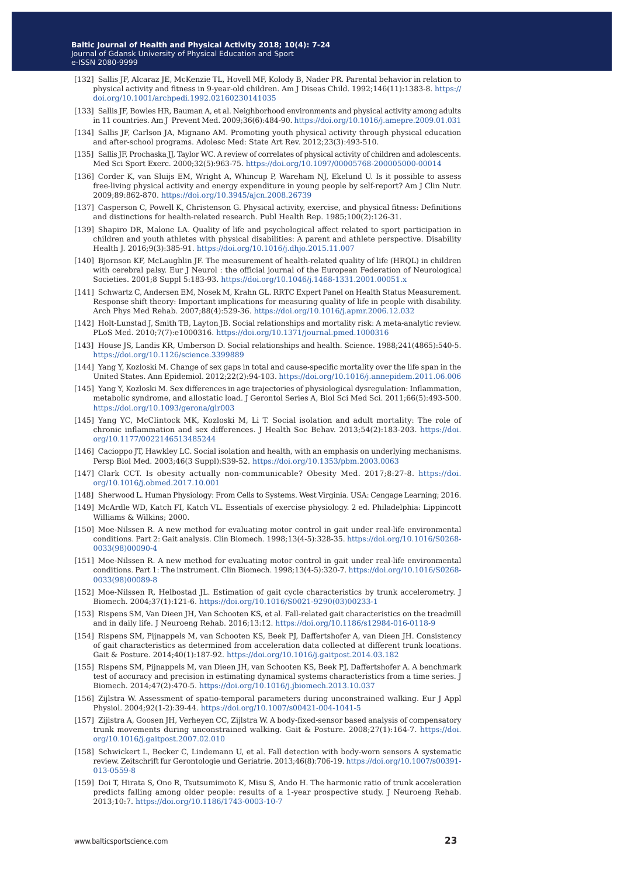[132] Sallis JF, Alcaraz JE, McKenzie TL, Hovell MF, Kolody B, Nader PR. Parental behavior in relation to physical activity and fitness in 9-year-old children. Am J Diseas Child. 1992;146(11):1383-8. https://doi.org/10.1001/archpedi.1992.02160230141035

[133] Sallis JF, Bowles HR, Bauman A, et al. Neighborhood environments and physical activity among adults in 11 countries. Am J Prevent Med. 2009;36(6):484-90. https://doi.org/10.1016/j.amepre.2009.01.031

[134] Sallis JF, Carlson JA, Mignano AM. Promoting youth physical activity through physical education and after-school programs. Adolesc Med: State Art Rev. 2012;23(3):493-510.

[135] Sallis JF, Prochaska JJ, Taylor WC. A review of correlates of physical activity of children and adolescents. Med Sci Sport Exerc. 2000;32(5):963-75. https://doi.org/10.1097/00005768-200005000-00014

[136] Corder K, van Sluijs EM, Wright A, Whincup P, Wareham NJ, Ekelund U. Is it possible to assess free-living physical activity and energy expenditure in young people by self-report? Am J Clin Nutr. 2009;89:862-870. https://doi.org/10.3945/ajcn.2008.26739

[137] Casperson C, Powell K, Christenson G. Physical activity, exercise, and physical fitness: Definitions and distinctions for health-related research. Publ Health Rep. 1985;100(2):126-31.

[139] Shapiro DR, Malone LA. Quality of life and psychological affect related to sport participation in children and youth athletes with physical disabilities: A parent and athlete perspective. Disability Health J. 2016;9(3):385-91. https://doi.org/10.1016/j.dhjo.2015.11.007

[140] Bjornson KF, McLaughlin JF. The measurement of health-related quality of life (HRQL) in children with cerebral palsy. Eur J Neurol : the official journal of the European Federation of Neurological Societies. 2001;8 Suppl 5:183-93. https://doi.org/10.1046/j.1468-1331.2001.00051.x

[141] Schwartz C, Andersen EM, Nosek M, Krahn GL. RRTC Expert Panel on Health Status Measurement. Response shift theory: Important implications for measuring quality of life in people with disability. Arch Phys Med Rehab. 2007;88(4):529-36. https://doi.org/10.1016/j.apmr.2006.12.032

[142] Holt-Lunstad J, Smith TB, Layton JB. Social relationships and mortality risk: A meta-analytic review. PLoS Med. 2010;7(7):e1000316. https://doi.org/10.1371/journal.pmed.1000316

[143] House JS, Landis KR, Umberson D. Social relationships and health. Science. 1988;241(4865):540-5. https://doi.org/10.1126/science.3399889

[144] Yang Y, Kozloski M. Change of sex gaps in total and cause-specific mortality over the life span in the United States. Ann Epidemiol. 2012;22(2):94-103. https://doi.org/10.1016/j.annepidem.2011.06.006

[145] Yang Y, Kozloski M. Sex differences in age trajectories of physiological dysregulation: Inflammation, metabolic syndrome, and allostatic load. J Gerontol Series A, Biol Sci Med Sci. 2011;66(5):493-500. https://doi.org/10.1093/gerona/glr003

[145] Yang YC, McClintock MK, Kozloski M, Li T. Social isolation and adult mortality: The role of chronic inflammation and sex differences. J Health Soc Behav. 2013;54(2):183-203. https://doi.org/10.1177/0022146513485244

[146] Cacioppo JT, Hawkley LC. Social isolation and health, with an emphasis on underlying mechanisms. Persp Biol Med. 2003;46(3 Suppl):S39-52. https://doi.org/10.1353/pbm.2003.0063

[147] Clark CCT. Is obesity actually non-communicable? Obesity Med. 2017;8:27-8. https://doi.org/10.1016/j.obmed.2017.10.001

[148] Sherwood L. Human Physiology: From Cells to Systems. West Virginia. USA: Cengage Learning; 2016.

[149] McArdle WD, Katch FI, Katch VL. Essentials of exercise physiology. 2 ed. Philadelphia: Lippincott Williams & Wilkins; 2000.

[150] Moe-Nilssen R. A new method for evaluating motor control in gait under real-life environmental conditions. Part 2: Gait analysis. Clin Biomech. 1998;13(4-5):328-35. https://doi.org/10.1016/S0268-0033(98)00090-4

[151] Moe-Nilssen R. A new method for evaluating motor control in gait under real-life environmental conditions. Part 1: The instrument. Clin Biomech. 1998;13(4-5):320-7. https://doi.org/10.1016/S0268-0033(98)00089-8

[152] Moe-Nilssen R, Helbostad JL. Estimation of gait cycle characteristics by trunk accelerometry. J Biomech. 2004;37(1):121-6. https://doi.org/10.1016/S0021-9290(03)00233-1

[153] Rispens SM, Van Dieen JH, Van Schooten KS, et al. Fall-related gait characteristics on the treadmill and in daily life. J Neuroeng Rehab. 2016;13:12. https://doi.org/10.1186/s12984-016-0118-9

[154] Rispens SM, Pijnappels M, van Schooten KS, Beek PJ, Daffertshofer A, van Dieen JH. Consistency of gait characteristics as determined from acceleration data collected at different trunk locations. Gait & Posture. 2014;40(1):187-92. https://doi.org/10.1016/j.gaitpost.2014.03.182

[155] Rispens SM, Pijnappels M, van Dieen JH, van Schooten KS, Beek PJ, Daffertshofer A. A benchmark test of accuracy and precision in estimating dynamical systems characteristics from a time series. J Biomech. 2014;47(2):470-5. https://doi.org/10.1016/j.jbiomech.2013.10.037

[156] Zijlstra W. Assessment of spatio-temporal parameters during unconstrained walking. Eur J Appl Physiol. 2004;92(1-2):39-44. https://doi.org/10.1007/s00421-004-1041-5

[157] Zijlstra A, Goosen JH, Verheyen CC, Zijlstra W. A body-fixed-sensor based analysis of compensatory trunk movements during unconstrained walking. Gait & Posture. 2008;27(1):164-7. https://doi.org/10.1016/j.gaitpost.2007.02.010

[158] Schwickert L, Becker C, Lindemann U, et al. Fall detection with body-worn sensors A systematic review. Zeitschrift fur Gerontologie und Geriatrie. 2013;46(8):706-19. https://doi.org/10.1007/s00391-013-0559-8

[159] Doi T, Hirata S, Ono R, Tsutsumimoto K, Misu S, Ando H. The harmonic ratio of trunk acceleration predicts falling among older people: results of a 1-year prospective study. J Neuroeng Rehab. 2013;10:7. https://doi.org/10.1186/1743-0003-10-7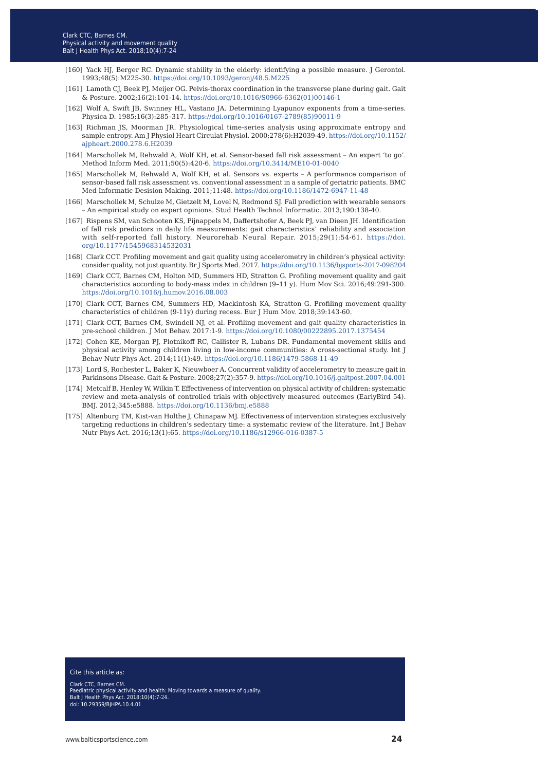[160] Yack HJ, Berger RC. Dynamic stability in the elderly: identifying a possible measure. J Gerontol. 1993;48(5):M225-30. https://doi.org/10.1093/geronj/48.5.M225

[161] Lamoth CJ, Beek PJ, Meijer OG. Pelvis-thorax coordination in the transverse plane during gait. Gait & Posture. 2002;16(2):101-14. https://doi.org/10.1016/S0966-6362(01)00146-1

[162] Wolf A, Swift JB, Swinney HL, Vastano JA. Determining Lyapunov exponents from a time-series. Physica D. 1985;16(3):285–317. https://doi.org/10.1016/0167-2789(85)90011-9

[163] Richman JS, Moorman JR. Physiological time-series analysis using approximate entropy and sample entropy. Am J Physiol Heart Circulat Physiol. 2000;278(6):H2039-49. https://doi.org/10.1152/ajpheart.2000.278.6.H2039

[164] Marschollek M, Rehwald A, Wolf KH, et al. Sensor-based fall risk assessment – An expert 'to go'. Method Inform Med. 2011;50(5):420-6. https://doi.org/10.3414/ME10-01-0040

[165] Marschollek M, Rehwald A, Wolf KH, et al. Sensors vs. experts – A performance comparison of sensor-based fall risk assessment vs. conventional assessment in a sample of geriatric patients. BMC Med Informatic Desision Making. 2011;11:48. https://doi.org/10.1186/1472-6947-11-48

[166] Marschollek M, Schulze M, Gietzelt M, Lovel N, Redmond SJ. Fall prediction with wearable sensors – An empirical study on expert opinions. Stud Health Technol Informatic. 2013;190:138-40.

[167] Rispens SM, van Schooten KS, Pijnappels M, Daffertshofer A, Beek PJ, van Dieen JH. Identification of fall risk predictors in daily life measurements: gait characteristics' reliability and association with self-reported fall history. Neurorehab Neural Repair. 2015;29(1):54-61. https://doi.org/10.1177/1545968314532031

[168] Clark CCT. Profiling movement and gait quality using accelerometry in children's physical activity: consider quality, not just quantity. Br J Sports Med. 2017. https://doi.org/10.1136/bjsports-2017-098204

[169] Clark CCT, Barnes CM, Holton MD, Summers HD, Stratton G. Profiling movement quality and gait characteristics according to body-mass index in children (9–11 y). Hum Mov Sci. 2016;49:291-300. https://doi.org/10.1016/j.humov.2016.08.003

[170] Clark CCT, Barnes CM, Summers HD, Mackintosh KA, Stratton G. Profiling movement quality characteristics of children (9-11y) during recess. Eur J Hum Mov. 2018;39:143-60.

[171] Clark CCT, Barnes CM, Swindell NJ, et al. Profiling movement and gait quality characteristics in pre-school children. J Mot Behav. 2017:1-9. https://doi.org/10.1080/00222895.2017.1375454

[172] Cohen KE, Morgan PJ, Plotnikoff RC, Callister R, Lubans DR. Fundamental movement skills and physical activity among children living in low-income communities: A cross-sectional study. Int J Behav Nutr Phys Act. 2014;11(1):49. https://doi.org/10.1186/1479-5868-11-49

[173] Lord S, Rochester L, Baker K, Nieuwboer A. Concurrent validity of accelerometry to measure gait in Parkinsons Disease. Gait & Posture. 2008;27(2):357-9. https://doi.org/10.1016/j.gaitpost.2007.04.001

[174] Metcalf B, Henley W, Wilkin T. Effectiveness of intervention on physical activity of children: systematic review and meta-analysis of controlled trials with objectively measured outcomes (EarlyBird 54). BMJ. 2012;345:e5888. https://doi.org/10.1136/bmj.e5888

[175] Altenburg TM, Kist-van Holthe J, Chinapaw MJ. Effectiveness of intervention strategies exclusively targeting reductions in children's sedentary time: a systematic review of the literature. Int J Behav Nutr Phys Act. 2016;13(1):65. https://doi.org/10.1186/s12966-016-0387-5

Cite this article as:

Clark CTC, Barnes CM.
Paediatric physical activity and health: Moving towards a measure of quality.
Balt J Health Phys Act. 2018;10(4):7-24.
doi: 10.29359/BJHPA.10.4.01